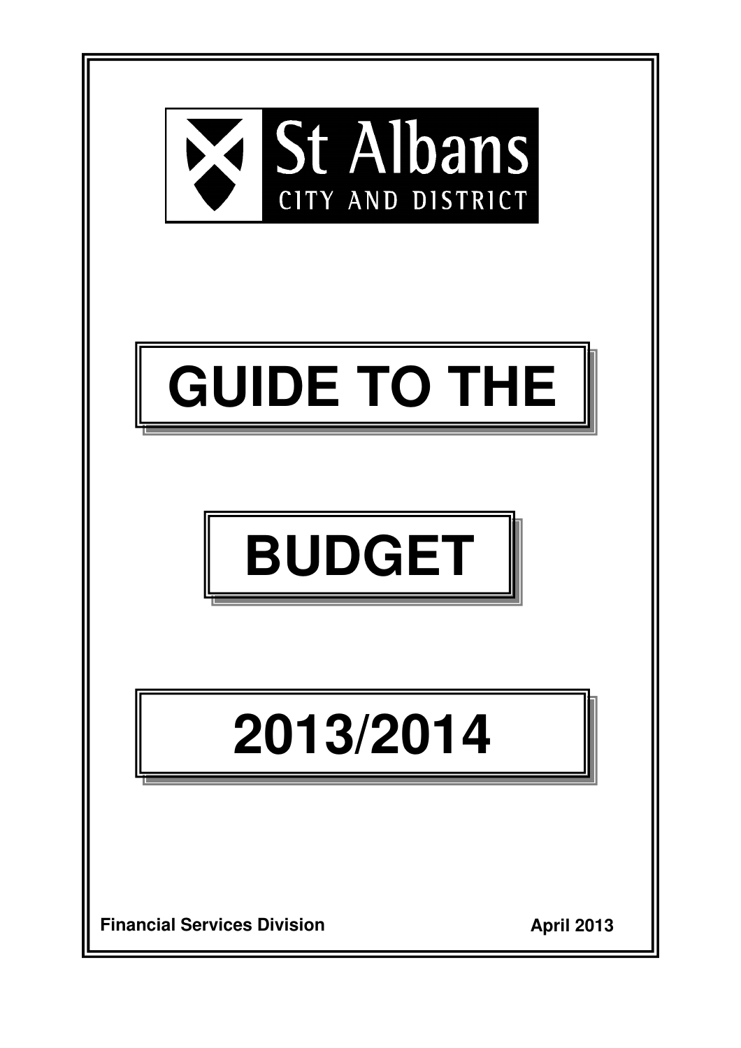St Albans

CITY AND DISTRICT

# GUIDE TO THE

# BUDGET

# 2013/2014

**Financial Services Division**

**April 2013**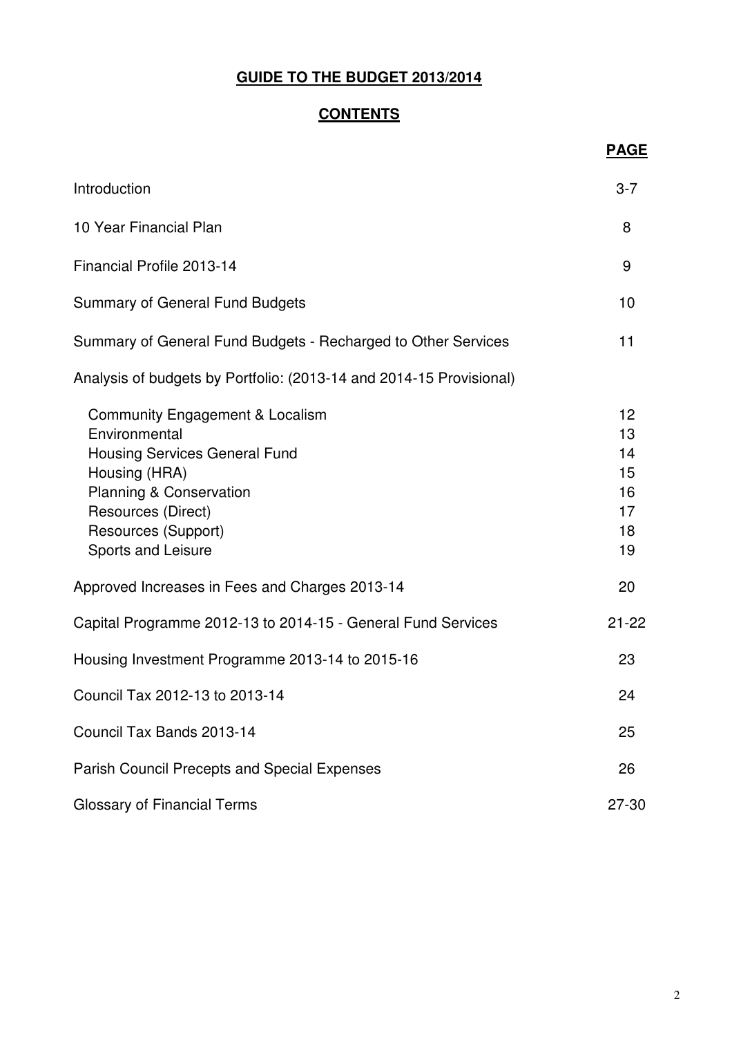# GUIDE TO THE BUDGET 2013/2014

## CONTENTS

| | PAGE |
|---|---|
| Introduction | 3-7 |
| 10 Year Financial Plan | 8 |
| Financial Profile 2013-14 | 9 |
| Summary of General Fund Budgets | 10 |
| Summary of General Fund Budgets - Recharged to Other Services | 11 |
| Analysis of budgets by Portfolio: (2013-14 and 2014-15 Provisional) | |
| Community Engagement & Localism | 12 |
| Environmental | 13 |
| Housing Services General Fund | 14 |
| Housing (HRA) | 15 |
| Planning & Conservation | 16 |
| Resources (Direct) | 17 |
| Resources (Support) | 18 |
| Sports and Leisure | 19 |
| Approved Increases in Fees and Charges 2013-14 | 20 |
| Capital Programme 2012-13 to 2014-15 - General Fund Services | 21-22 |
| Housing Investment Programme 2013-14 to 2015-16 | 23 |
| Council Tax 2012-13 to 2013-14 | 24 |
| Council Tax Bands 2013-14 | 25 |
| Parish Council Precepts and Special Expenses | 26 |
| Glossary of Financial Terms | 27-30 |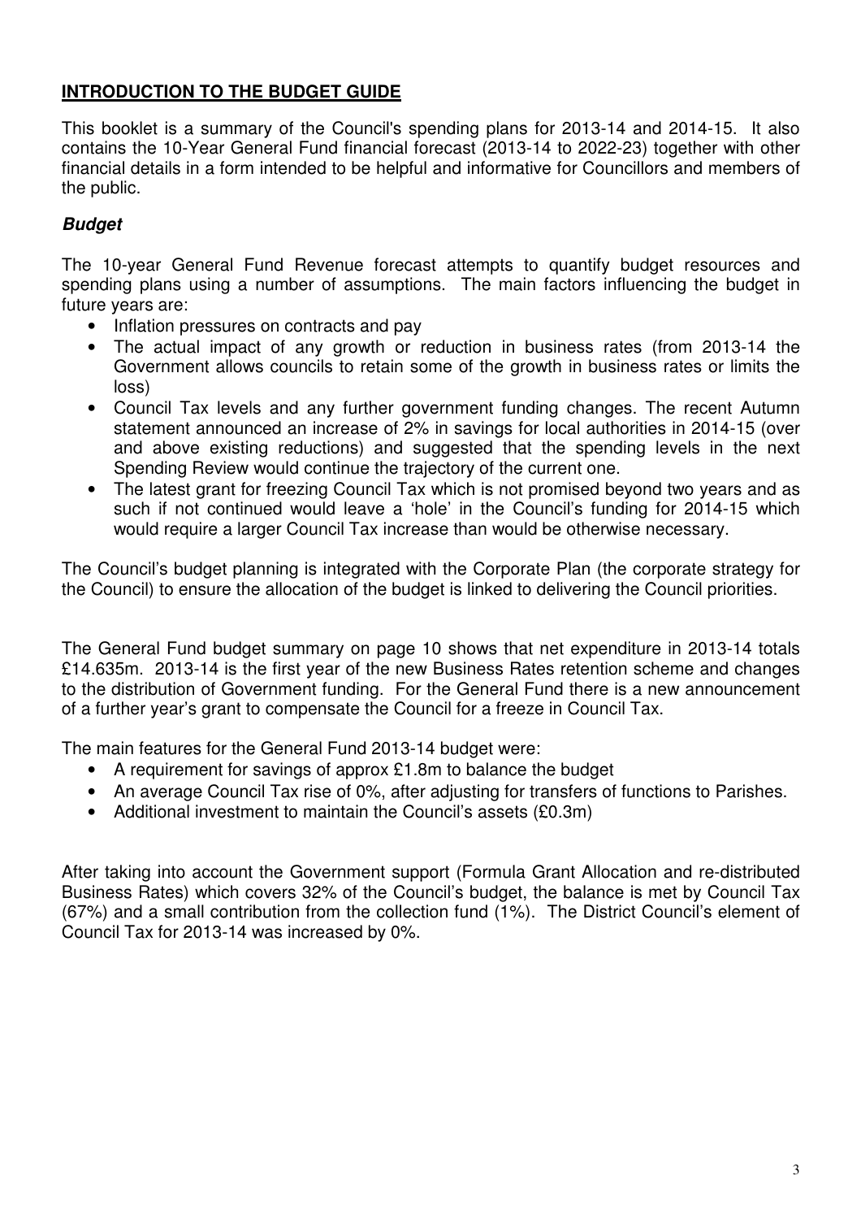## **INTRODUCTION TO THE BUDGET GUIDE**

This booklet is a summary of the Council's spending plans for 2013-14 and 2014-15. It also contains the 10-Year General Fund financial forecast (2013-14 to 2022-23) together with other financial details in a form intended to be helpful and informative for Councillors and members of the public.

### ***Budget***

The 10-year General Fund Revenue forecast attempts to quantify budget resources and spending plans using a number of assumptions. The main factors influencing the budget in future years are:

- Inflation pressures on contracts and pay
- The actual impact of any growth or reduction in business rates (from 2013-14 the Government allows councils to retain some of the growth in business rates or limits the loss)
- Council Tax levels and any further government funding changes. The recent Autumn statement announced an increase of 2% in savings for local authorities in 2014-15 (over and above existing reductions) and suggested that the spending levels in the next Spending Review would continue the trajectory of the current one.
- The latest grant for freezing Council Tax which is not promised beyond two years and as such if not continued would leave a 'hole' in the Council's funding for 2014-15 which would require a larger Council Tax increase than would be otherwise necessary.

The Council's budget planning is integrated with the Corporate Plan (the corporate strategy for the Council) to ensure the allocation of the budget is linked to delivering the Council priorities.

The General Fund budget summary on page 10 shows that net expenditure in 2013-14 totals £14.635m. 2013-14 is the first year of the new Business Rates retention scheme and changes to the distribution of Government funding. For the General Fund there is a new announcement of a further year's grant to compensate the Council for a freeze in Council Tax.

The main features for the General Fund 2013-14 budget were:

- A requirement for savings of approx £1.8m to balance the budget
- An average Council Tax rise of 0%, after adjusting for transfers of functions to Parishes.
- Additional investment to maintain the Council's assets (£0.3m)

After taking into account the Government support (Formula Grant Allocation and re-distributed Business Rates) which covers 32% of the Council's budget, the balance is met by Council Tax (67%) and a small contribution from the collection fund (1%). The District Council's element of Council Tax for 2013-14 was increased by 0%.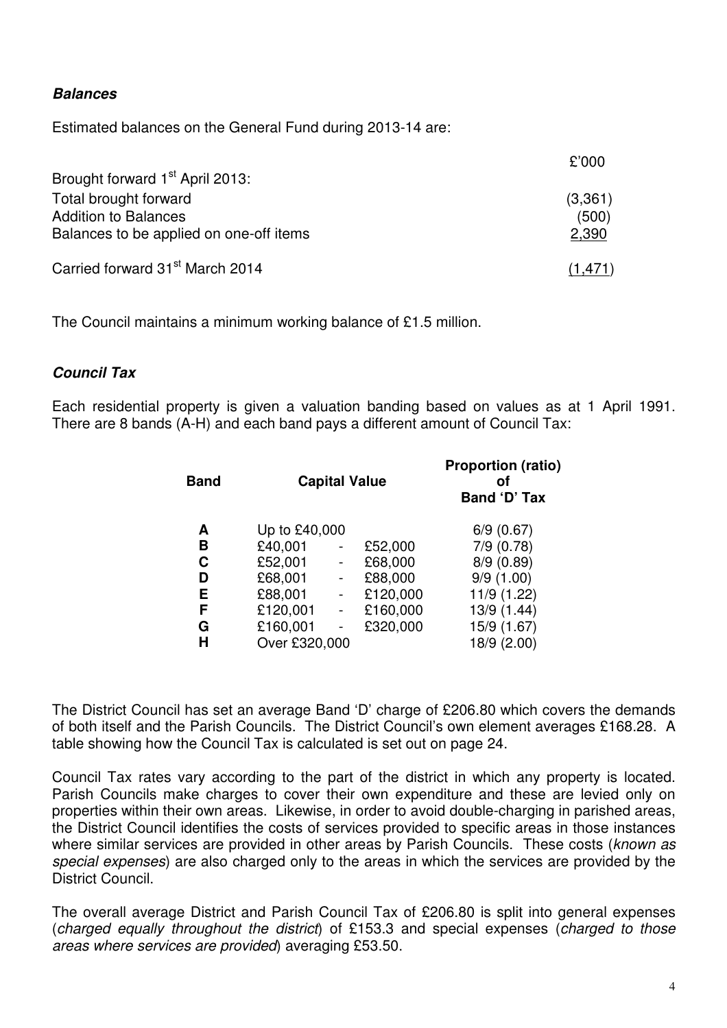### *Balances*

Estimated balances on the General Fund during 2013-14 are:

| | £'000 |
|---|---|
| Brought forward 1st April 2013: | |
| Total brought forward | (3,361) |
| Addition to Balances | (500) |
| Balances to be applied on one-off items | 2,390 |
| Carried forward 31st March 2014 | (1,471) |

The Council maintains a minimum working balance of £1.5 million.

### *Council Tax*

Each residential property is given a valuation banding based on values as at 1 April 1991. There are 8 bands (A-H) and each band pays a different amount of Council Tax:

| Band | Capital Value | | | Proportion (ratio) of Band 'D' Tax |
|---|---|---|---|---|
| A | Up to £40,000 | | | 6/9 (0.67) |
| B | £40,001 | - | £52,000 | 7/9 (0.78) |
| C | £52,001 | - | £68,000 | 8/9 (0.89) |
| D | £68,001 | - | £88,000 | 9/9 (1.00) |
| E | £88,001 | - | £120,000 | 11/9 (1.22) |
| F | £120,001 | - | £160,000 | 13/9 (1.44) |
| G | £160,001 | - | £320,000 | 15/9 (1.67) |
| H | Over £320,000 | | | 18/9 (2.00) |

The District Council has set an average Band 'D' charge of £206.80 which covers the demands of both itself and the Parish Councils. The District Council's own element averages £168.28. A table showing how the Council Tax is calculated is set out on page 24.

Council Tax rates vary according to the part of the district in which any property is located. Parish Councils make charges to cover their own expenditure and these are levied only on properties within their own areas. Likewise, in order to avoid double-charging in parished areas, the District Council identifies the costs of services provided to specific areas in those instances where similar services are provided in other areas by Parish Councils. These costs (*known as special expenses*) are also charged only to the areas in which the services are provided by the District Council.

The overall average District and Parish Council Tax of £206.80 is split into general expenses (*charged equally throughout the district*) of £153.3 and special expenses (*charged to those areas where services are provided*) averaging £53.50.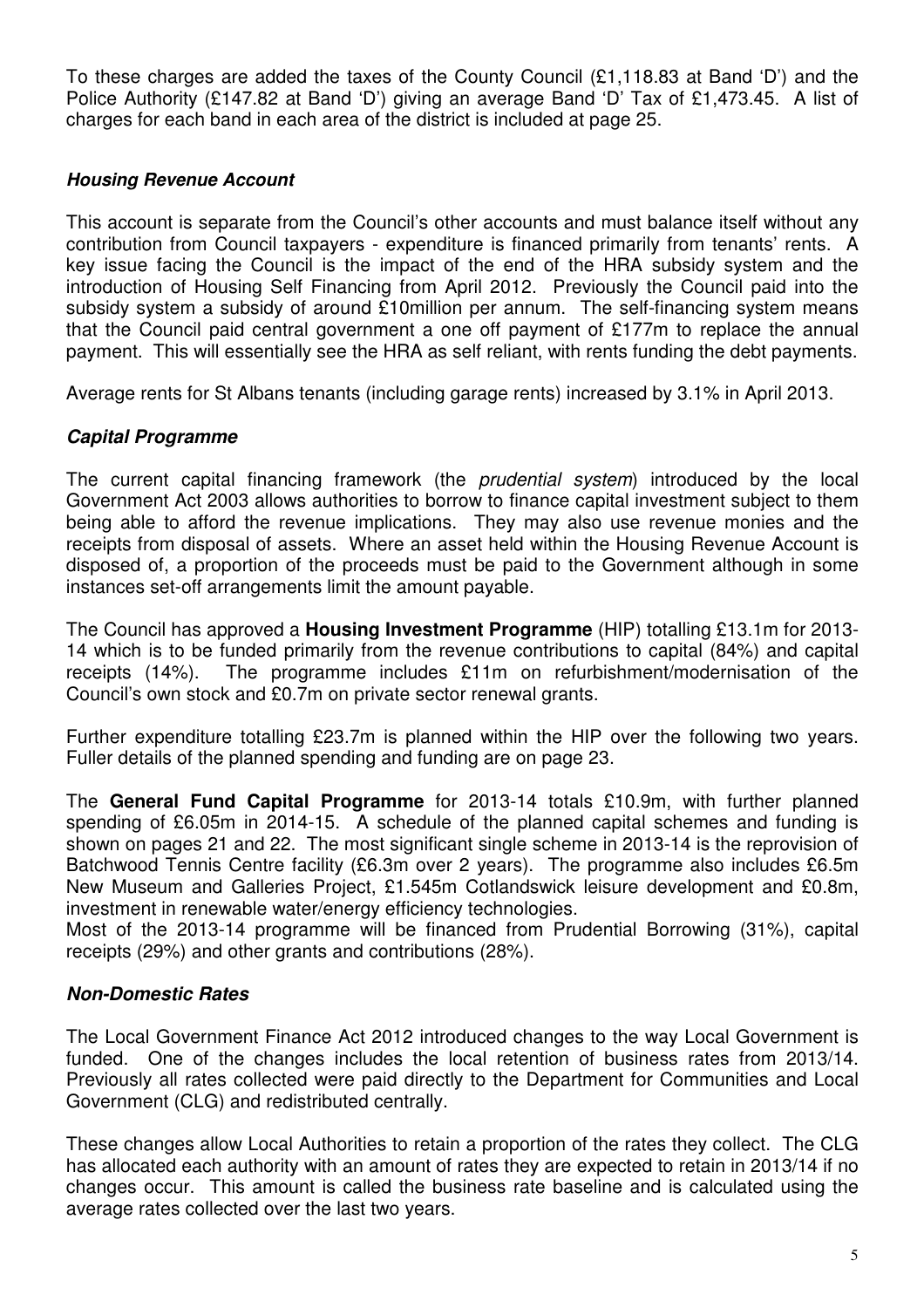To these charges are added the taxes of the County Council (£1,118.83 at Band 'D') and the Police Authority (£147.82 at Band 'D') giving an average Band 'D' Tax of £1,473.45. A list of charges for each band in each area of the district is included at page 25.

### ***Housing Revenue Account***

This account is separate from the Council's other accounts and must balance itself without any contribution from Council taxpayers - expenditure is financed primarily from tenants' rents. A key issue facing the Council is the impact of the end of the HRA subsidy system and the introduction of Housing Self Financing from April 2012. Previously the Council paid into the subsidy system a subsidy of around £10million per annum. The self-financing system means that the Council paid central government a one off payment of £177m to replace the annual payment. This will essentially see the HRA as self reliant, with rents funding the debt payments.

Average rents for St Albans tenants (including garage rents) increased by 3.1% in April 2013.

### ***Capital Programme***

The current capital financing framework (the *prudential system*) introduced by the local Government Act 2003 allows authorities to borrow to finance capital investment subject to them being able to afford the revenue implications. They may also use revenue monies and the receipts from disposal of assets. Where an asset held within the Housing Revenue Account is disposed of, a proportion of the proceeds must be paid to the Government although in some instances set-off arrangements limit the amount payable.

The Council has approved a **Housing Investment Programme** (HIP) totalling £13.1m for 2013-14 which is to be funded primarily from the revenue contributions to capital (84%) and capital receipts (14%). The programme includes £11m on refurbishment/modernisation of the Council's own stock and £0.7m on private sector renewal grants.

Further expenditure totalling £23.7m is planned within the HIP over the following two years. Fuller details of the planned spending and funding are on page 23.

The **General Fund Capital Programme** for 2013-14 totals £10.9m, with further planned spending of £6.05m in 2014-15. A schedule of the planned capital schemes and funding is shown on pages 21 and 22. The most significant single scheme in 2013-14 is the reprovision of Batchwood Tennis Centre facility (£6.3m over 2 years). The programme also includes £6.5m New Museum and Galleries Project, £1.545m Cotlandswick leisure development and £0.8m, investment in renewable water/energy efficiency technologies.
Most of the 2013-14 programme will be financed from Prudential Borrowing (31%), capital receipts (29%) and other grants and contributions (28%).

### ***Non-Domestic Rates***

The Local Government Finance Act 2012 introduced changes to the way Local Government is funded. One of the changes includes the local retention of business rates from 2013/14. Previously all rates collected were paid directly to the Department for Communities and Local Government (CLG) and redistributed centrally.

These changes allow Local Authorities to retain a proportion of the rates they collect. The CLG has allocated each authority with an amount of rates they are expected to retain in 2013/14 if no changes occur. This amount is called the business rate baseline and is calculated using the average rates collected over the last two years.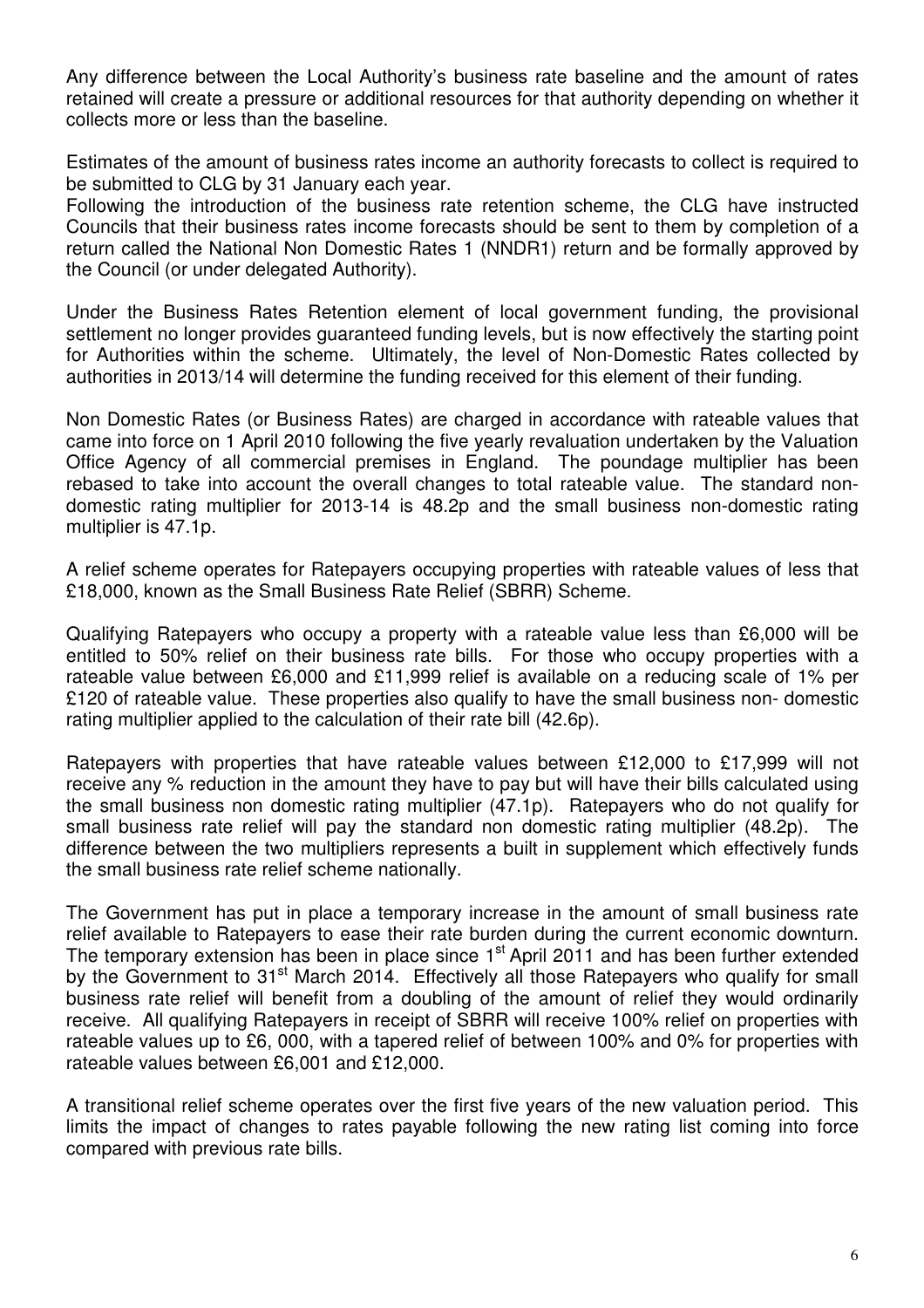Any difference between the Local Authority's business rate baseline and the amount of rates retained will create a pressure or additional resources for that authority depending on whether it collects more or less than the baseline.

Estimates of the amount of business rates income an authority forecasts to collect is required to be submitted to CLG by 31 January each year.

Following the introduction of the business rate retention scheme, the CLG have instructed Councils that their business rates income forecasts should be sent to them by completion of a return called the National Non Domestic Rates 1 (NNDR1) return and be formally approved by the Council (or under delegated Authority).

Under the Business Rates Retention element of local government funding, the provisional settlement no longer provides guaranteed funding levels, but is now effectively the starting point for Authorities within the scheme. Ultimately, the level of Non-Domestic Rates collected by authorities in 2013/14 will determine the funding received for this element of their funding.

Non Domestic Rates (or Business Rates) are charged in accordance with rateable values that came into force on 1 April 2010 following the five yearly revaluation undertaken by the Valuation Office Agency of all commercial premises in England. The poundage multiplier has been rebased to take into account the overall changes to total rateable value. The standard non-domestic rating multiplier for 2013-14 is 48.2p and the small business non-domestic rating multiplier is 47.1p.

A relief scheme operates for Ratepayers occupying properties with rateable values of less that £18,000, known as the Small Business Rate Relief (SBRR) Scheme.

Qualifying Ratepayers who occupy a property with a rateable value less than £6,000 will be entitled to 50% relief on their business rate bills. For those who occupy properties with a rateable value between £6,000 and £11,999 relief is available on a reducing scale of 1% per £120 of rateable value. These properties also qualify to have the small business non- domestic rating multiplier applied to the calculation of their rate bill (42.6p).

Ratepayers with properties that have rateable values between £12,000 to £17,999 will not receive any % reduction in the amount they have to pay but will have their bills calculated using the small business non domestic rating multiplier (47.1p). Ratepayers who do not qualify for small business rate relief will pay the standard non domestic rating multiplier (48.2p). The difference between the two multipliers represents a built in supplement which effectively funds the small business rate relief scheme nationally.

The Government has put in place a temporary increase in the amount of small business rate relief available to Ratepayers to ease their rate burden during the current economic downturn. The temporary extension has been in place since 1st April 2011 and has been further extended by the Government to 31st March 2014. Effectively all those Ratepayers who qualify for small business rate relief will benefit from a doubling of the amount of relief they would ordinarily receive. All qualifying Ratepayers in receipt of SBRR will receive 100% relief on properties with rateable values up to £6, 000, with a tapered relief of between 100% and 0% for properties with rateable values between £6,001 and £12,000.

A transitional relief scheme operates over the first five years of the new valuation period. This limits the impact of changes to rates payable following the new rating list coming into force compared with previous rate bills.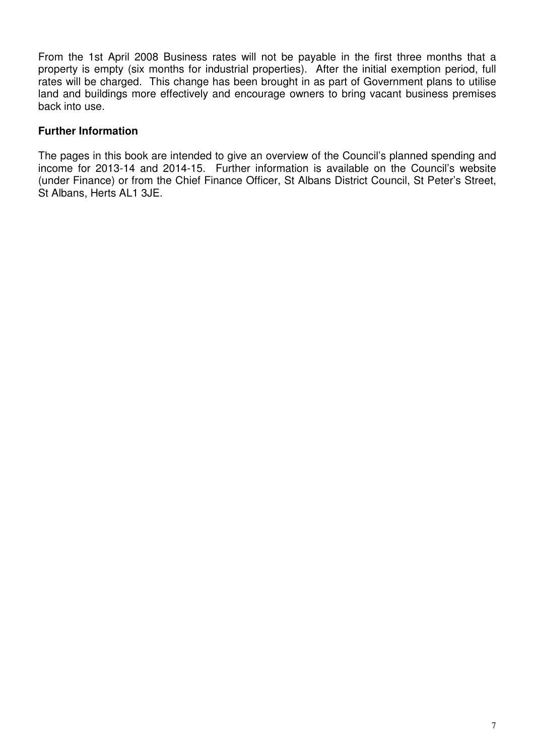From the 1st April 2008 Business rates will not be payable in the first three months that a property is empty (six months for industrial properties). After the initial exemption period, full rates will be charged. This change has been brought in as part of Government plans to utilise land and buildings more effectively and encourage owners to bring vacant business premises back into use.

**Further Information**

The pages in this book are intended to give an overview of the Council's planned spending and income for 2013-14 and 2014-15. Further information is available on the Council's website (under Finance) or from the Chief Finance Officer, St Albans District Council, St Peter's Street, St Albans, Herts AL1 3JE.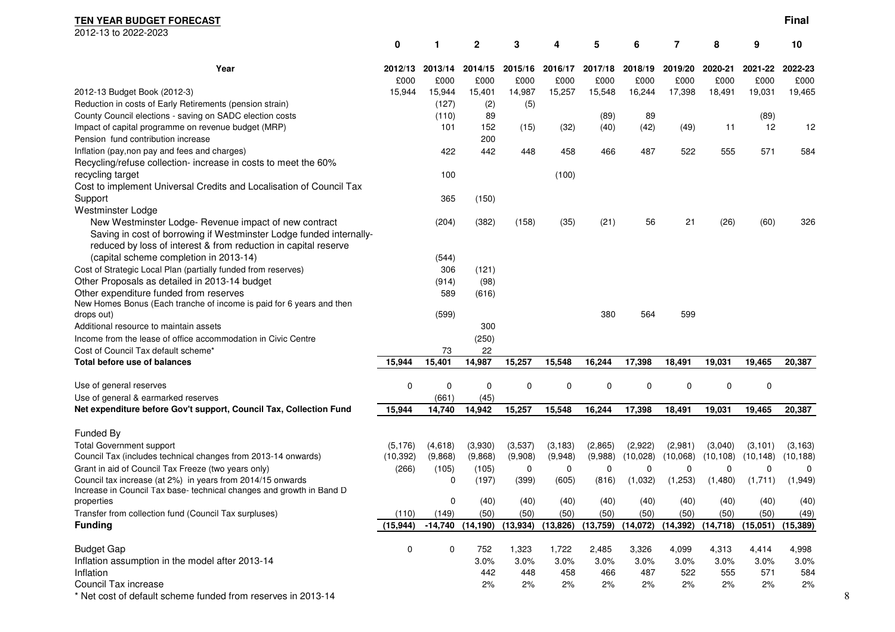**TEN YEAR BUDGET FORECAST**

2012-13 to 2022-2023

**Final**

| | 0 | 1 | 2 | 3 | 4 | 5 | 6 | 7 | 8 | 9 | 10 |
|---|---|---|---|---|---|---|---|---|---|---|---|
| **Year** | **2012/13** | **2013/14** | **2014/15** | **2015/16** | **2016/17** | **2017/18** | **2018/19** | **2019/20** | **2020-21** | **2021-22** | **2022-23** |
| | £000 | £000 | £000 | £000 | £000 | £000 | £000 | £000 | £000 | £000 | £000 |
| 2012-13 Budget Book (2012-3) | 15,944 | 15,944 | 15,401 | 14,987 | 15,257 | 15,548 | 16,244 | 17,398 | 18,491 | 19,031 | 19,465 |
| Reduction in costs of Early Retirements (pension strain) | | (127) | (2) | (5) | | | | | | | |
| County Council elections - saving on SADC election costs | | (110) | 89 | | | (89) | 89 | | | (89) | |
| Impact of capital programme on revenue budget (MRP) | | 101 | 152 | (15) | (32) | (40) | (42) | (49) | 11 | 12 | 12 |
| Pension fund contribution increase | | | 200 | | | | | | | | |
| Inflation (pay,non pay and fees and charges) | | 422 | 442 | 448 | 458 | 466 | 487 | 522 | 555 | 571 | 584 |
| Recycling/refuse collection- increase in costs to meet the 60% recycling target | | 100 | | | (100) | | | | | | |
| Cost to implement Universal Credits and Localisation of Council Tax Support | | 365 | (150) | | | | | | | | |
| Westminster Lodge | | | | | | | | | | | |
| New Westminster Lodge- Revenue impact of new contract | | (204) | (382) | (158) | (35) | (21) | 56 | 21 | (26) | (60) | 326 |
| Saving in cost of borrowing if Westminster Lodge funded internally- reduced by loss of interest & from reduction in capital reserve (capital scheme completion in 2013-14) | | (544) | | | | | | | | | |
| Cost of Strategic Local Plan (partially funded from reserves) | | 306 | (121) | | | | | | | | |
| Other Proposals as detailed in 2013-14 budget | | (914) | (98) | | | | | | | | |
| Other expenditure funded from reserves | | 589 | (616) | | | | | | | | |
| New Homes Bonus (Each tranche of income is paid for 6 years and then drops out) | | (599) | | | | 380 | 564 | 599 | | | |
| Additional resource to maintain assets | | | 300 | | | | | | | | |
| Income from the lease of office accommodation in Civic Centre | | | (250) | | | | | | | | |
| Cost of Council Tax default scheme* | | 73 | 22 | | | | | | | | |
| **Total before use of balances** | **15,944** | **15,401** | **14,987** | **15,257** | **15,548** | **16,244** | **17,398** | **18,491** | **19,031** | **19,465** | **20,387** |
| Use of general reserves | 0 | 0 | 0 | 0 | 0 | 0 | 0 | 0 | 0 | 0 | |
| Use of general & earmarked reserves | | (661) | (45) | | | | | | | | |
| **Net expenditure before Gov't support, Council Tax, Collection Fund** | **15,944** | **14,740** | **14,942** | **15,257** | **15,548** | **16,244** | **17,398** | **18,491** | **19,031** | **19,465** | **20,387** |
| Funded By | | | | | | | | | | | |
| Total Government support | (5,176) | (4,618) | (3,930) | (3,537) | (3,183) | (2,865) | (2,922) | (2,981) | (3,040) | (3,101) | (3,163) |
| Council Tax (includes technical changes from 2013-14 onwards) | (10,392) | (9,868) | (9,868) | (9,908) | (9,948) | (9,988) | (10,028) | (10,068) | (10,108) | (10,148) | (10,188) |
| Grant in aid of Council Tax Freeze (two years only) | (266) | (105) | (105) | 0 | 0 | 0 | 0 | 0 | 0 | 0 | 0 |
| Council tax increase (at 2%) in years from 2014/15 onwards | | 0 | (197) | (399) | (605) | (816) | (1,032) | (1,253) | (1,480) | (1,711) | (1,949) |
| Increase in Council Tax base- technical changes and growth in Band D properties | | 0 | (40) | (40) | (40) | (40) | (40) | (40) | (40) | (40) | (40) |
| Transfer from collection fund (Council Tax surpluses) | (110) | (149) | (50) | (50) | (50) | (50) | (50) | (50) | (50) | (50) | (49) |
| **Funding** | **(15,944)** | **-14,740** | **(14,190)** | **(13,934)** | **(13,826)** | **(13,759)** | **(14,072)** | **(14,392)** | **(14,718)** | **(15,051)** | **(15,389)** |
| Budget Gap | 0 | 0 | 752 | 1,323 | 1,722 | 2,485 | 3,326 | 4,099 | 4,313 | 4,414 | 4,998 |
| Inflation assumption in the model after 2013-14 | | | 3.0% | 3.0% | 3.0% | 3.0% | 3.0% | 3.0% | 3.0% | 3.0% | 3.0% |
| Inflation | | | 442 | 448 | 458 | 466 | 487 | 522 | 555 | 571 | 584 |
| Council Tax increase | | | 2% | 2% | 2% | 2% | 2% | 2% | 2% | 2% | 2% |

\* Net cost of default scheme funded from reserves in 2013-14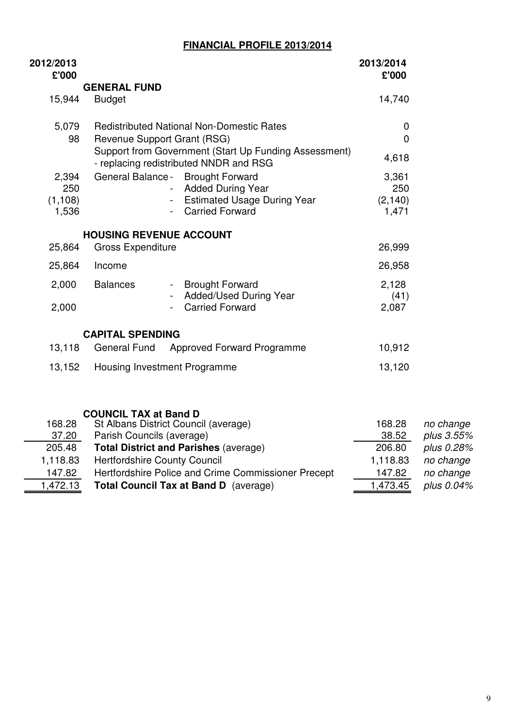## FINANCIAL PROFILE 2013/2014

| 2012/2013 £'000 | | | 2013/2014 £'000 |
|---|---|---|---|
| | **GENERAL FUND** | | |
| 15,944 | Budget | | 14,740 |
| 5,079 | Redistributed National Non-Domestic Rates | | 0 |
| 98 | Revenue Support Grant (RSG) | | 0 |
| | Support from Government (Start Up Funding Assessment) - replacing redistributed NNDR and RSG | | 4,618 |
| 2,394 | General Balance - | Brought Forward | 3,361 |
| 250 | - | Added During Year | 250 |
| (1,108) | - | Estimated Usage During Year | (2,140) |
| 1,536 | - | Carried Forward | 1,471 |
| | **HOUSING REVENUE ACCOUNT** | | |
| 25,864 | Gross Expenditure | | 26,999 |
| 25,864 | Income | | 26,958 |
| 2,000 | Balances | - Brought Forward | 2,128 |
| | | - Added/Used During Year | (41) |
| 2,000 | | - Carried Forward | 2,087 |
| | **CAPITAL SPENDING** | | |
| 13,118 | General Fund | Approved Forward Programme | 10,912 |
| 13,152 | Housing Investment Programme | | 13,120 |

| | **COUNCIL TAX at Band D** | | |
|---|---|---|---|
| 168.28 | St Albans District Council (average) | 168.28 | *no change* |
| 37.20 | Parish Councils (average) | 38.52 | *plus 3.55%* |
| 205.48 | **Total District and Parishes** (average) | 206.80 | *plus 0.28%* |
| 1,118.83 | Hertfordshire County Council | 1,118.83 | *no change* |
| 147.82 | Hertfordshire Police and Crime Commissioner Precept | 147.82 | *no change* |
| 1,472.13 | **Total Council Tax at Band D** (average) | 1,473.45 | *plus 0.04%* |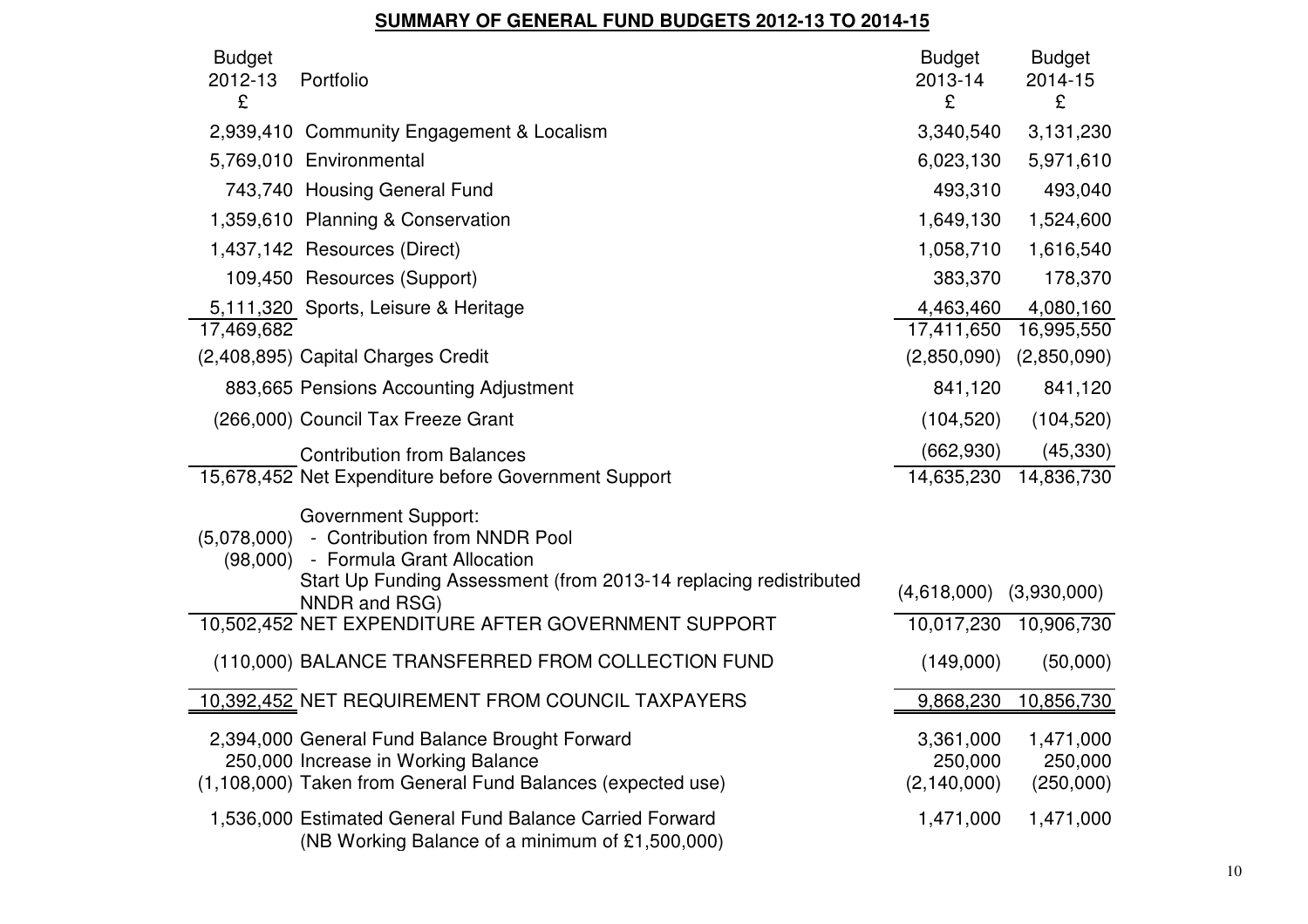**SUMMARY OF GENERAL FUND BUDGETS 2012-13 TO 2014-15**

| Budget 2012-13 £ | Portfolio | Budget 2013-14 £ | Budget 2014-15 £ |
|---|---|---|---|
| 2,939,410 | Community Engagement & Localism | 3,340,540 | 3,131,230 |
| 5,769,010 | Environmental | 6,023,130 | 5,971,610 |
| 743,740 | Housing General Fund | 493,310 | 493,040 |
| 1,359,610 | Planning & Conservation | 1,649,130 | 1,524,600 |
| 1,437,142 | Resources (Direct) | 1,058,710 | 1,616,540 |
| 109,450 | Resources (Support) | 383,370 | 178,370 |
| 5,111,320 | Sports, Leisure & Heritage | 4,463,460 | 4,080,160 |
| 17,469,682 | | 17,411,650 | 16,995,550 |
| (2,408,895) | Capital Charges Credit | (2,850,090) | (2,850,090) |
| 883,665 | Pensions Accounting Adjustment | 841,120 | 841,120 |
| (266,000) | Council Tax Freeze Grant | (104,520) | (104,520) |
| | Contribution from Balances | (662,930) | (45,330) |
| 15,678,452 | Net Expenditure before Government Support | 14,635,230 | 14,836,730 |
| | Government Support: | | |
| (5,078,000) | - Contribution from NNDR Pool | | |
| (98,000) | - Formula Grant Allocation | | |
| | Start Up Funding Assessment (from 2013-14 replacing redistributed NNDR and RSG) | (4,618,000) | (3,930,000) |
| 10,502,452 | NET EXPENDITURE AFTER GOVERNMENT SUPPORT | 10,017,230 | 10,906,730 |
| (110,000) | BALANCE TRANSFERRED FROM COLLECTION FUND | (149,000) | (50,000) |
| 10,392,452 | NET REQUIREMENT FROM COUNCIL TAXPAYERS | 9,868,230 | 10,856,730 |
| 2,394,000 | General Fund Balance Brought Forward | 3,361,000 | 1,471,000 |
| 250,000 | Increase in Working Balance | 250,000 | 250,000 |
| (1,108,000) | Taken from General Fund Balances (expected use) | (2,140,000) | (250,000) |
| 1,536,000 | Estimated General Fund Balance Carried Forward (NB Working Balance of a minimum of £1,500,000) | 1,471,000 | 1,471,000 |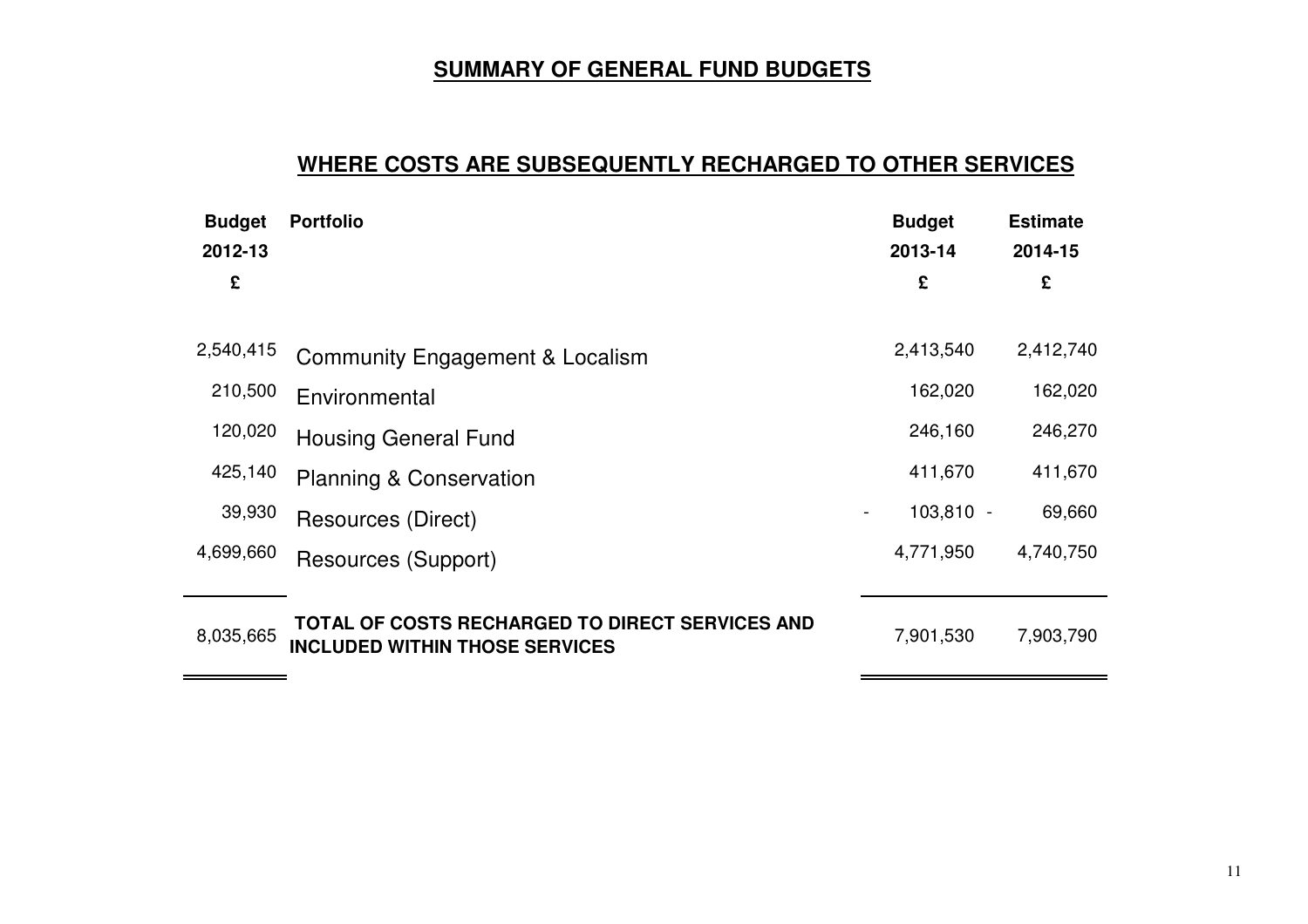## SUMMARY OF GENERAL FUND BUDGETS

## WHERE COSTS ARE SUBSEQUENTLY RECHARGED TO OTHER SERVICES

| Budget 2012-13 £ | Portfolio | Budget 2013-14 £ | Estimate 2014-15 £ |
|---|---|---|---|
| 2,540,415 | Community Engagement & Localism | 2,413,540 | 2,412,740 |
| 210,500 | Environmental | 162,020 | 162,020 |
| 120,020 | Housing General Fund | 246,160 | 246,270 |
| 425,140 | Planning & Conservation | 411,670 | 411,670 |
| 39,930 | Resources (Direct) | - 103,810 | - 69,660 |
| 4,699,660 | Resources (Support) | 4,771,950 | 4,740,750 |
| 8,035,665 | **TOTAL OF COSTS RECHARGED TO DIRECT SERVICES AND INCLUDED WITHIN THOSE SERVICES** | 7,901,530 | 7,903,790 |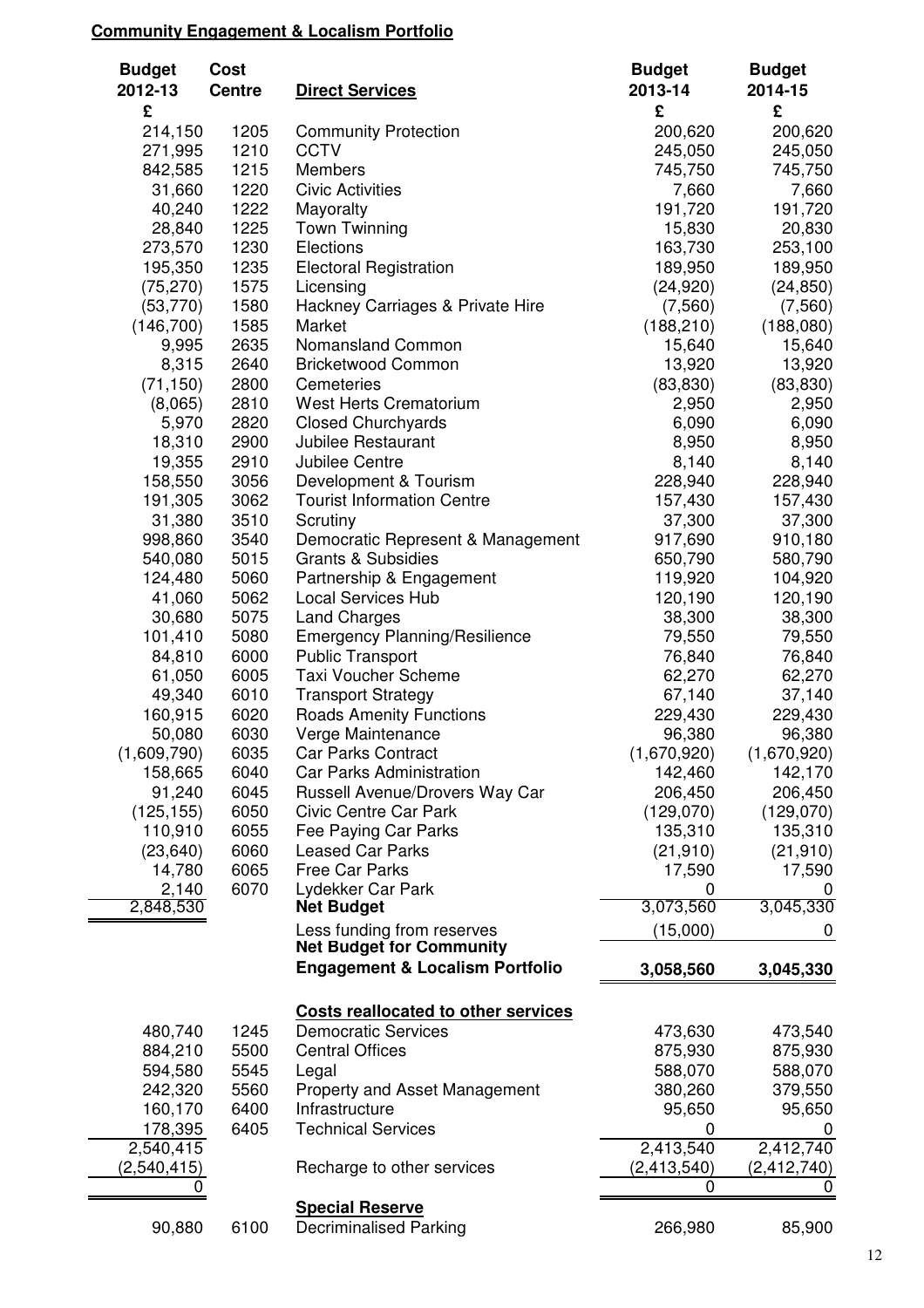**Community Engagement & Localism Portfolio**

| Budget 2012-13 £ | Cost Centre | Direct Services | Budget 2013-14 £ | Budget 2014-15 £ |
|---|---|---|---|---|
| 214,150 | 1205 | Community Protection | 200,620 | 200,620 |
| 271,995 | 1210 | CCTV | 245,050 | 245,050 |
| 842,585 | 1215 | Members | 745,750 | 745,750 |
| 31,660 | 1220 | Civic Activities | 7,660 | 7,660 |
| 40,240 | 1222 | Mayoralty | 191,720 | 191,720 |
| 28,840 | 1225 | Town Twinning | 15,830 | 20,830 |
| 273,570 | 1230 | Elections | 163,730 | 253,100 |
| 195,350 | 1235 | Electoral Registration | 189,950 | 189,950 |
| (75,270) | 1575 | Licensing | (24,920) | (24,850) |
| (53,770) | 1580 | Hackney Carriages & Private Hire | (7,560) | (7,560) |
| (146,700) | 1585 | Market | (188,210) | (188,080) |
| 9,995 | 2635 | Nomansland Common | 15,640 | 15,640 |
| 8,315 | 2640 | Bricketwood Common | 13,920 | 13,920 |
| (71,150) | 2800 | Cemeteries | (83,830) | (83,830) |
| (8,065) | 2810 | West Herts Crematorium | 2,950 | 2,950 |
| 5,970 | 2820 | Closed Churchyards | 6,090 | 6,090 |
| 18,310 | 2900 | Jubilee Restaurant | 8,950 | 8,950 |
| 19,355 | 2910 | Jubilee Centre | 8,140 | 8,140 |
| 158,550 | 3056 | Development & Tourism | 228,940 | 228,940 |
| 191,305 | 3062 | Tourist Information Centre | 157,430 | 157,430 |
| 31,380 | 3510 | Scrutiny | 37,300 | 37,300 |
| 998,860 | 3540 | Democratic Represent & Management | 917,690 | 910,180 |
| 540,080 | 5015 | Grants & Subsidies | 650,790 | 580,790 |
| 124,480 | 5060 | Partnership & Engagement | 119,920 | 104,920 |
| 41,060 | 5062 | Local Services Hub | 120,190 | 120,190 |
| 30,680 | 5075 | Land Charges | 38,300 | 38,300 |
| 101,410 | 5080 | Emergency Planning/Resilience | 79,550 | 79,550 |
| 84,810 | 6000 | Public Transport | 76,840 | 76,840 |
| 61,050 | 6005 | Taxi Voucher Scheme | 62,270 | 62,270 |
| 49,340 | 6010 | Transport Strategy | 67,140 | 37,140 |
| 160,915 | 6020 | Roads Amenity Functions | 229,430 | 229,430 |
| 50,080 | 6030 | Verge Maintenance | 96,380 | 96,380 |
| (1,609,790) | 6035 | Car Parks Contract | (1,670,920) | (1,670,920) |
| 158,665 | 6040 | Car Parks Administration | 142,460 | 142,170 |
| 91,240 | 6045 | Russell Avenue/Drovers Way Car | 206,450 | 206,450 |
| (125,155) | 6050 | Civic Centre Car Park | (129,070) | (129,070) |
| 110,910 | 6055 | Fee Paying Car Parks | 135,310 | 135,310 |
| (23,640) | 6060 | Leased Car Parks | (21,910) | (21,910) |
| 14,780 | 6065 | Free Car Parks | 17,590 | 17,590 |
| 2,140 | 6070 | Lydekker Car Park | 0 | 0 |
| 2,848,530 | | **Net Budget** | 3,073,560 | 3,045,330 |
| | | Less funding from reserves | (15,000) | 0 |
| | | **Net Budget for Community Engagement & Localism Portfolio** | **3,058,560** | **3,045,330** |
| | | | | |
| | | **Costs reallocated to other services** | | |
| 480,740 | 1245 | Democratic Services | 473,630 | 473,540 |
| 884,210 | 5500 | Central Offices | 875,930 | 875,930 |
| 594,580 | 5545 | Legal | 588,070 | 588,070 |
| 242,320 | 5560 | Property and Asset Management | 380,260 | 379,550 |
| 160,170 | 6400 | Infrastructure | 95,650 | 95,650 |
| 178,395 | 6405 | Technical Services | 0 | 0 |
| 2,540,415 | | | 2,413,540 | 2,412,740 |
| (2,540,415) | | Recharge to other services | (2,413,540) | (2,412,740) |
| 0 | | | 0 | 0 |
| | | **Special Reserve** | | |
| 90,880 | 6100 | Decriminalised Parking | 266,980 | 85,900 |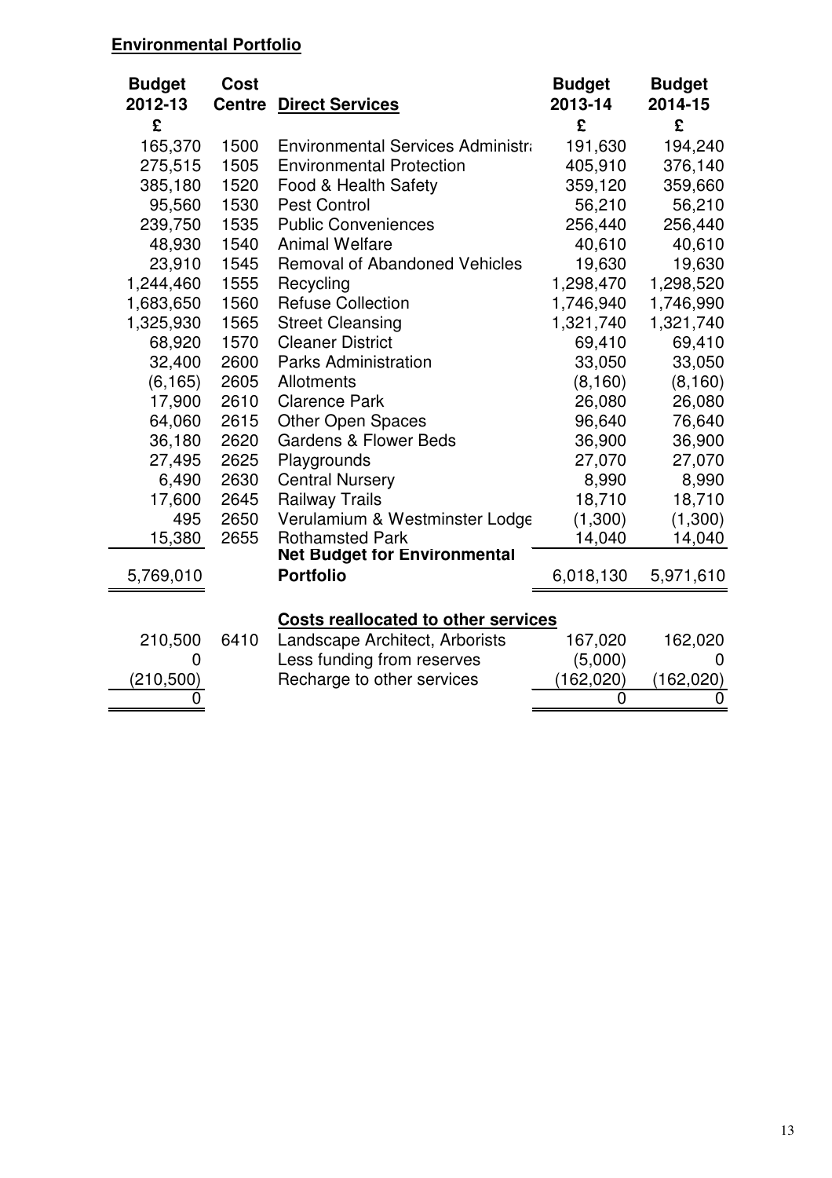**Environmental Portfolio**

| Budget 2012-13 | Cost Centre | Direct Services | Budget 2013-14 | Budget 2014-15 |
|---|---|---|---|---|
| £ | | | £ | £ |
| 165,370 | 1500 | Environmental Services Administra | 191,630 | 194,240 |
| 275,515 | 1505 | Environmental Protection | 405,910 | 376,140 |
| 385,180 | 1520 | Food & Health Safety | 359,120 | 359,660 |
| 95,560 | 1530 | Pest Control | 56,210 | 56,210 |
| 239,750 | 1535 | Public Conveniences | 256,440 | 256,440 |
| 48,930 | 1540 | Animal Welfare | 40,610 | 40,610 |
| 23,910 | 1545 | Removal of Abandoned Vehicles | 19,630 | 19,630 |
| 1,244,460 | 1555 | Recycling | 1,298,470 | 1,298,520 |
| 1,683,650 | 1560 | Refuse Collection | 1,746,940 | 1,746,990 |
| 1,325,930 | 1565 | Street Cleansing | 1,321,740 | 1,321,740 |
| 68,920 | 1570 | Cleaner District | 69,410 | 69,410 |
| 32,400 | 2600 | Parks Administration | 33,050 | 33,050 |
| (6,165) | 2605 | Allotments | (8,160) | (8,160) |
| 17,900 | 2610 | Clarence Park | 26,080 | 26,080 |
| 64,060 | 2615 | Other Open Spaces | 96,640 | 76,640 |
| 36,180 | 2620 | Gardens & Flower Beds | 36,900 | 36,900 |
| 27,495 | 2625 | Playgrounds | 27,070 | 27,070 |
| 6,490 | 2630 | Central Nursery | 8,990 | 8,990 |
| 17,600 | 2645 | Railway Trails | 18,710 | 18,710 |
| 495 | 2650 | Verulamium & Westminster Lodge | (1,300) | (1,300) |
| 15,380 | 2655 | Rothamsted Park | 14,040 | 14,040 |
| 5,769,010 | | **Net Budget for Environmental Portfolio** | 6,018,130 | 5,971,610 |
| | | **Costs reallocated to other services** | | |
| 210,500 | 6410 | Landscape Architect, Arborists | 167,020 | 162,020 |
| 0 | | Less funding from reserves | (5,000) | 0 |
| (210,500) | | Recharge to other services | (162,020) | (162,020) |
| 0 | | | 0 | 0 |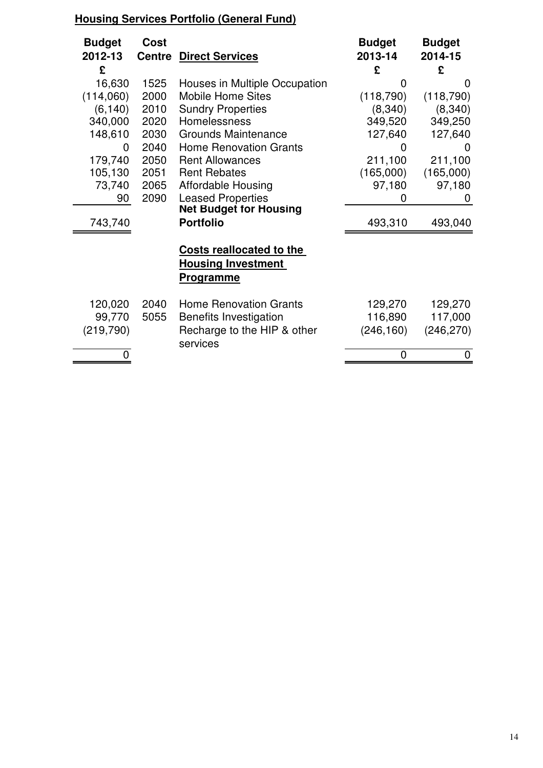**Housing Services Portfolio (General Fund)**

| Budget 2012-13 £ | Cost Centre | **Direct Services** | Budget 2013-14 £ | Budget 2014-15 £ |
|---|---|---|---|---|
| 16,630 | 1525 | Houses in Multiple Occupation | 0 | 0 |
| (114,060) | 2000 | Mobile Home Sites | (118,790) | (118,790) |
| (6,140) | 2010 | Sundry Properties | (8,340) | (8,340) |
| 340,000 | 2020 | Homelessness | 349,520 | 349,250 |
| 148,610 | 2030 | Grounds Maintenance | 127,640 | 127,640 |
| 0 | 2040 | Home Renovation Grants | 0 | 0 |
| 179,740 | 2050 | Rent Allowances | 211,100 | 211,100 |
| 105,130 | 2051 | Rent Rebates | (165,000) | (165,000) |
| 73,740 | 2065 | Affordable Housing | 97,180 | 97,180 |
| 90 | 2090 | Leased Properties | 0 | 0 |
| 743,740 | | **Net Budget for Housing Portfolio** | 493,310 | 493,040 |

**Costs reallocated to the Housing Investment Programme**

| Budget 2012-13 £ | Cost Centre | | Budget 2013-14 £ | Budget 2014-15 £ |
|---|---|---|---|---|
| 120,020 | 2040 | Home Renovation Grants | 129,270 | 129,270 |
| 99,770 | 5055 | Benefits Investigation | 116,890 | 117,000 |
| (219,790) | | Recharge to the HIP & other services | (246,160) | (246,270) |
| 0 | | | 0 | 0 |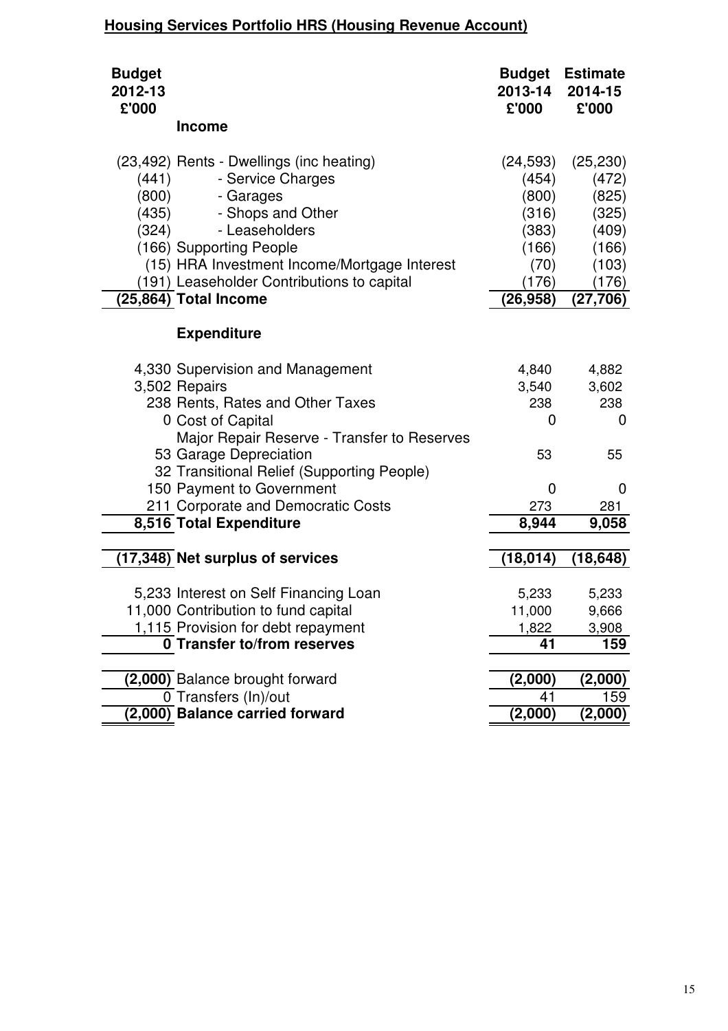## Housing Services Portfolio HRS (Housing Revenue Account)

| Budget 2012-13 £'000 | | Budget 2013-14 £'000 | Estimate 2014-15 £'000 |
|---|---|---|---|
| | **Income** | | |
| (23,492) | Rents - Dwellings (inc heating) | (24,593) | (25,230) |
| (441) | - Service Charges | (454) | (472) |
| (800) | - Garages | (800) | (825) |
| (435) | - Shops and Other | (316) | (325) |
| (324) | - Leaseholders | (383) | (409) |
| (166) | Supporting People | (166) | (166) |
| (15) | HRA Investment Income/Mortgage Interest | (70) | (103) |
| (191) | Leaseholder Contributions to capital | (176) | (176) |
| **(25,864)** | **Total Income** | **(26,958)** | **(27,706)** |
| | **Expenditure** | | |
| 4,330 | Supervision and Management | 4,840 | 4,882 |
| 3,502 | Repairs | 3,540 | 3,602 |
| 238 | Rents, Rates and Other Taxes | 238 | 238 |
| 0 | Cost of Capital | 0 | 0 |
| | Major Repair Reserve - Transfer to Reserves | | |
| 53 | Garage Depreciation | 53 | 55 |
| 32 | Transitional Relief (Supporting People) | | |
| 150 | Payment to Government | 0 | 0 |
| 211 | Corporate and Democratic Costs | 273 | 281 |
| **8,516** | **Total Expenditure** | **8,944** | **9,058** |
| **(17,348)** | **Net surplus of services** | **(18,014)** | **(18,648)** |
| 5,233 | Interest on Self Financing Loan | 5,233 | 5,233 |
| 11,000 | Contribution to fund capital | 11,000 | 9,666 |
| 1,115 | Provision for debt repayment | 1,822 | 3,908 |
| **0** | **Transfer to/from reserves** | **41** | **159** |
| **(2,000)** | Balance brought forward | **(2,000)** | **(2,000)** |
| 0 | Transfers (In)/out | 41 | 159 |
| **(2,000)** | **Balance carried forward** | **(2,000)** | **(2,000)** |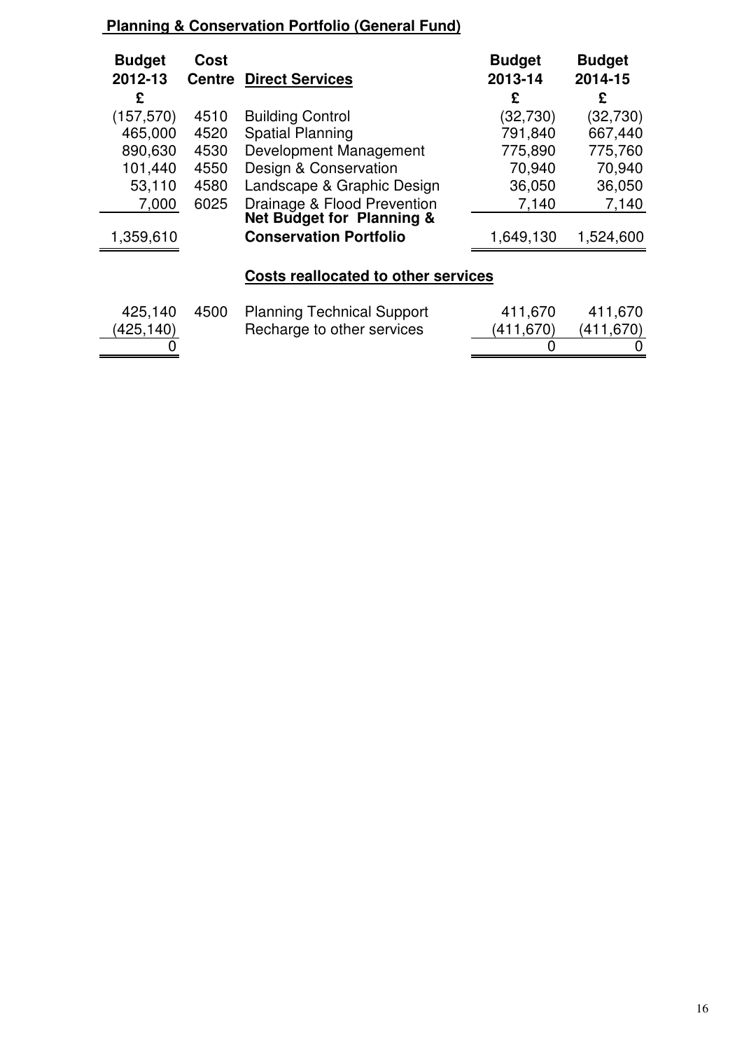**Planning & Conservation Portfolio (General Fund)**

| Budget 2012-13 £ | Cost Centre | Direct Services | Budget 2013-14 £ | Budget 2014-15 £ |
|---|---|---|---|---|
| (157,570) | 4510 | Building Control | (32,730) | (32,730) |
| 465,000 | 4520 | Spatial Planning | 791,840 | 667,440 |
| 890,630 | 4530 | Development Management | 775,890 | 775,760 |
| 101,440 | 4550 | Design & Conservation | 70,940 | 70,940 |
| 53,110 | 4580 | Landscape & Graphic Design | 36,050 | 36,050 |
| 7,000 | 6025 | Drainage & Flood Prevention | 7,140 | 7,140 |
| 1,359,610 | | **Net Budget for Planning & Conservation Portfolio** | 1,649,130 | 1,524,600 |

**Costs reallocated to other services**

| Budget 2012-13 £ | Cost Centre | | Budget 2013-14 £ | Budget 2014-15 £ |
|---|---|---|---|---|
| 425,140 | 4500 | Planning Technical Support | 411,670 | 411,670 |
| (425,140) | | Recharge to other services | (411,670) | (411,670) |
| 0 | | | 0 | 0 |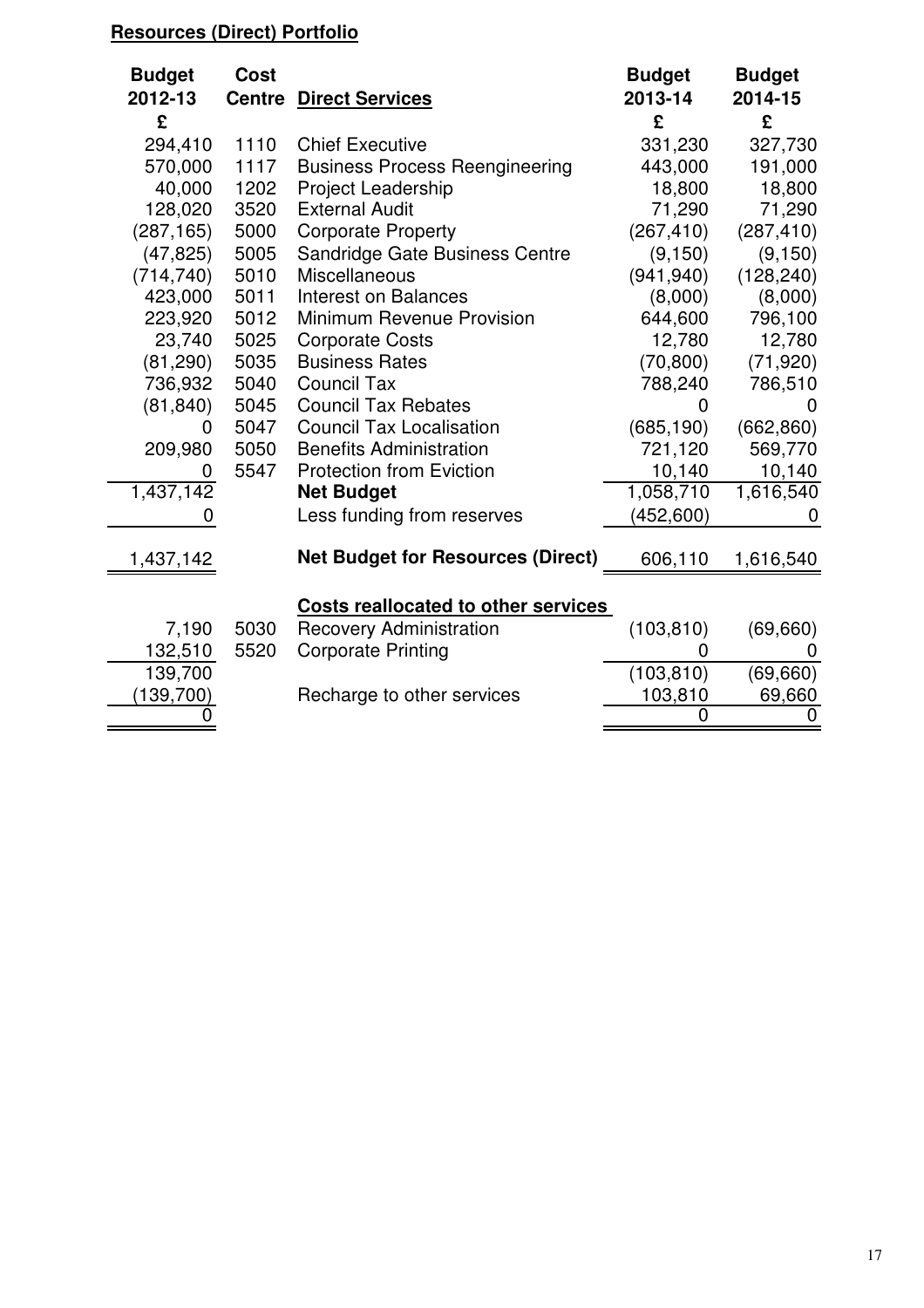**Resources (Direct) Portfolio**

| Budget 2012-13 £ | Cost Centre | Direct Services | Budget 2013-14 £ | Budget 2014-15 £ |
|---|---|---|---|---|
| 294,410 | 1110 | Chief Executive | 331,230 | 327,730 |
| 570,000 | 1117 | Business Process Reengineering | 443,000 | 191,000 |
| 40,000 | 1202 | Project Leadership | 18,800 | 18,800 |
| 128,020 | 3520 | External Audit | 71,290 | 71,290 |
| (287,165) | 5000 | Corporate Property | (267,410) | (287,410) |
| (47,825) | 5005 | Sandridge Gate Business Centre | (9,150) | (9,150) |
| (714,740) | 5010 | Miscellaneous | (941,940) | (128,240) |
| 423,000 | 5011 | Interest on Balances | (8,000) | (8,000) |
| 223,920 | 5012 | Minimum Revenue Provision | 644,600 | 796,100 |
| 23,740 | 5025 | Corporate Costs | 12,780 | 12,780 |
| (81,290) | 5035 | Business Rates | (70,800) | (71,920) |
| 736,932 | 5040 | Council Tax | 788,240 | 786,510 |
| (81,840) | 5045 | Council Tax Rebates | 0 | 0 |
| 0 | 5047 | Council Tax Localisation | (685,190) | (662,860) |
| 209,980 | 5050 | Benefits Administration | 721,120 | 569,770 |
| 0 | 5547 | Protection from Eviction | 10,140 | 10,140 |
| 1,437,142 | | **Net Budget** | 1,058,710 | 1,616,540 |
| 0 | | Less funding from reserves | (452,600) | 0 |
| 1,437,142 | | **Net Budget for Resources (Direct)** | 606,110 | 1,616,540 |
| | | **Costs reallocated to other services** | | |
| 7,190 | 5030 | Recovery Administration | (103,810) | (69,660) |
| 132,510 | 5520 | Corporate Printing | 0 | 0 |
| 139,700 | | | (103,810) | (69,660) |
| (139,700) | | Recharge to other services | 103,810 | 69,660 |
| 0 | | | 0 | 0 |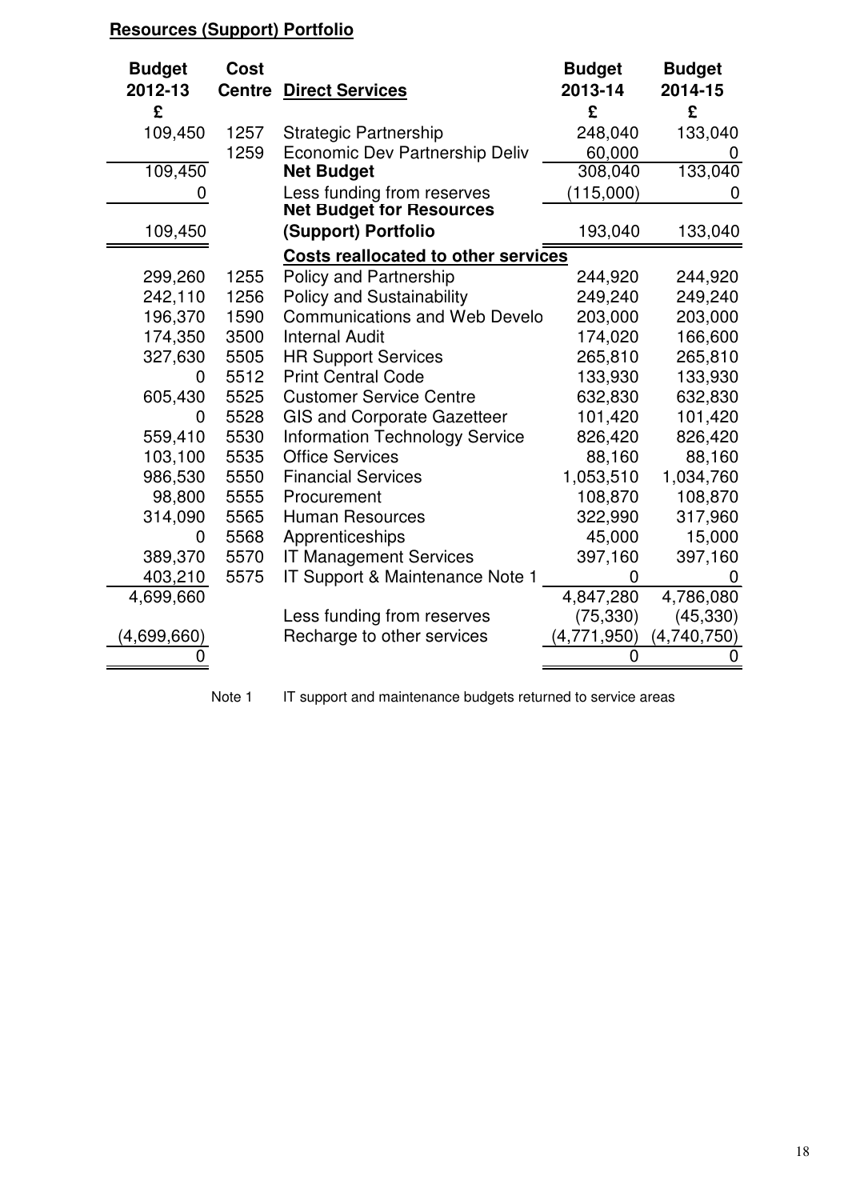**Resources (Support) Portfolio**

| Budget 2012-13 £ | Cost Centre | Direct Services | Budget 2013-14 £ | Budget 2014-15 £ |
|---|---|---|---|---|
| 109,450 | 1257 | Strategic Partnership | 248,040 | 133,040 |
| | 1259 | Economic Dev Partnership Deliv | 60,000 | 0 |
| 109,450 | | **Net Budget** | 308,040 | 133,040 |
| 0 | | Less funding from reserves | (115,000) | 0 |
| 109,450 | | **Net Budget for Resources (Support) Portfolio** | 193,040 | 133,040 |
| | | **Costs reallocated to other services** | | |
| 299,260 | 1255 | Policy and Partnership | 244,920 | 244,920 |
| 242,110 | 1256 | Policy and Sustainability | 249,240 | 249,240 |
| 196,370 | 1590 | Communications and Web Develo | 203,000 | 203,000 |
| 174,350 | 3500 | Internal Audit | 174,020 | 166,600 |
| 327,630 | 5505 | HR Support Services | 265,810 | 265,810 |
| 0 | 5512 | Print Central Code | 133,930 | 133,930 |
| 605,430 | 5525 | Customer Service Centre | 632,830 | 632,830 |
| 0 | 5528 | GIS and Corporate Gazetteer | 101,420 | 101,420 |
| 559,410 | 5530 | Information Technology Service | 826,420 | 826,420 |
| 103,100 | 5535 | Office Services | 88,160 | 88,160 |
| 986,530 | 5550 | Financial Services | 1,053,510 | 1,034,760 |
| 98,800 | 5555 | Procurement | 108,870 | 108,870 |
| 314,090 | 5565 | Human Resources | 322,990 | 317,960 |
| 0 | 5568 | Apprenticeships | 45,000 | 15,000 |
| 389,370 | 5570 | IT Management Services | 397,160 | 397,160 |
| 403,210 | 5575 | IT Support & Maintenance Note 1 | 0 | 0 |
| 4,699,660 | | | 4,847,280 | 4,786,080 |
| | | Less funding from reserves | (75,330) | (45,330) |
| (4,699,660) | | Recharge to other services | (4,771,950) | (4,740,750) |
| 0 | | | 0 | 0 |

Note 1 IT support and maintenance budgets returned to service areas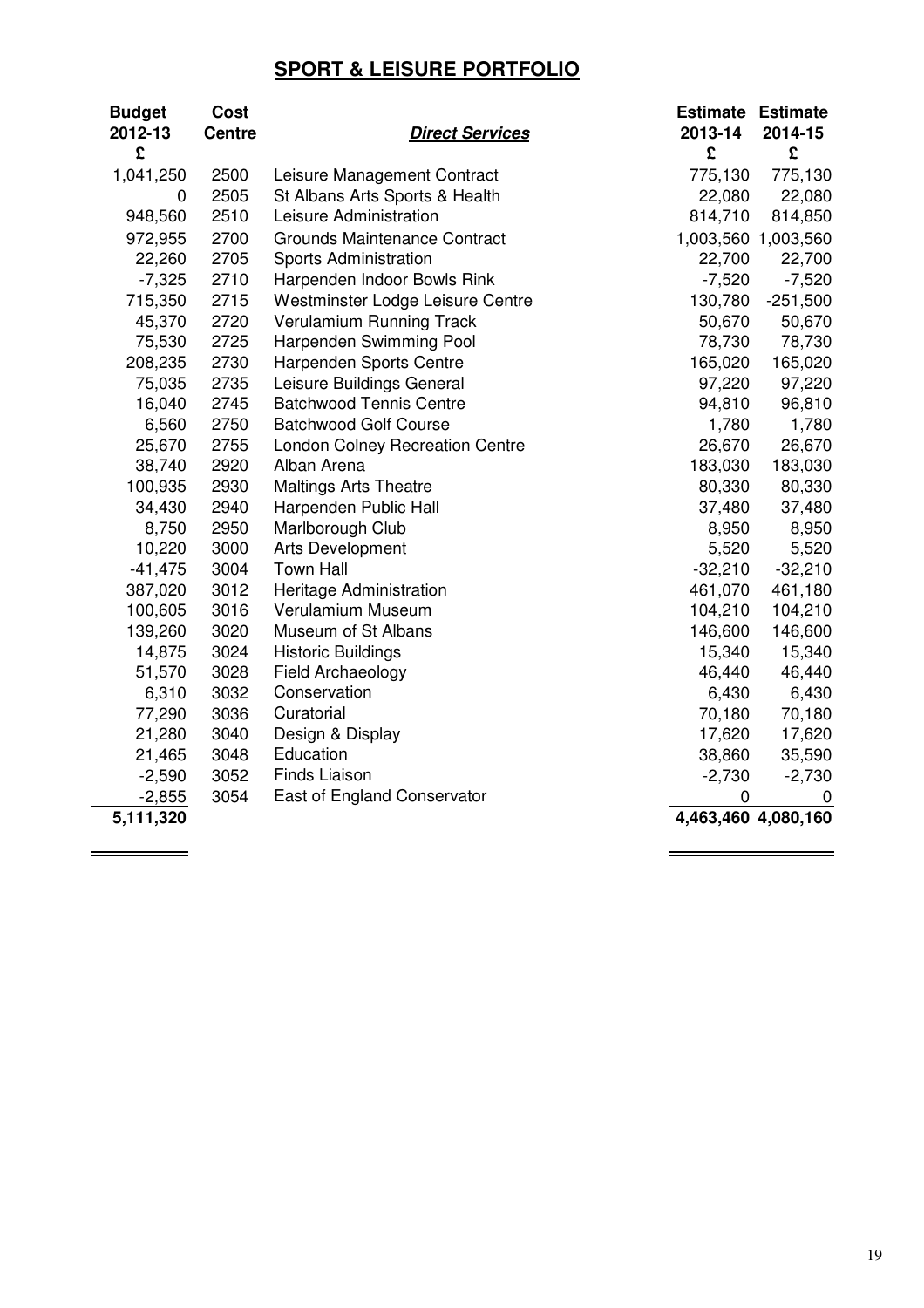# SPORT & LEISURE PORTFOLIO

| Budget 2012-13 £ | Cost Centre | *Direct Services* | Estimate 2013-14 £ | Estimate 2014-15 £ |
|---|---|---|---|---|
| 1,041,250 | 2500 | Leisure Management Contract | 775,130 | 775,130 |
| 0 | 2505 | St Albans Arts Sports & Health | 22,080 | 22,080 |
| 948,560 | 2510 | Leisure Administration | 814,710 | 814,850 |
| 972,955 | 2700 | Grounds Maintenance Contract | 1,003,560 | 1,003,560 |
| 22,260 | 2705 | Sports Administration | 22,700 | 22,700 |
| -7,325 | 2710 | Harpenden Indoor Bowls Rink | -7,520 | -7,520 |
| 715,350 | 2715 | Westminster Lodge Leisure Centre | 130,780 | -251,500 |
| 45,370 | 2720 | Verulamium Running Track | 50,670 | 50,670 |
| 75,530 | 2725 | Harpenden Swimming Pool | 78,730 | 78,730 |
| 208,235 | 2730 | Harpenden Sports Centre | 165,020 | 165,020 |
| 75,035 | 2735 | Leisure Buildings General | 97,220 | 97,220 |
| 16,040 | 2745 | Batchwood Tennis Centre | 94,810 | 96,810 |
| 6,560 | 2750 | Batchwood Golf Course | 1,780 | 1,780 |
| 25,670 | 2755 | London Colney Recreation Centre | 26,670 | 26,670 |
| 38,740 | 2920 | Alban Arena | 183,030 | 183,030 |
| 100,935 | 2930 | Maltings Arts Theatre | 80,330 | 80,330 |
| 34,430 | 2940 | Harpenden Public Hall | 37,480 | 37,480 |
| 8,750 | 2950 | Marlborough Club | 8,950 | 8,950 |
| 10,220 | 3000 | Arts Development | 5,520 | 5,520 |
| -41,475 | 3004 | Town Hall | -32,210 | -32,210 |
| 387,020 | 3012 | Heritage Administration | 461,070 | 461,180 |
| 100,605 | 3016 | Verulamium Museum | 104,210 | 104,210 |
| 139,260 | 3020 | Museum of St Albans | 146,600 | 146,600 |
| 14,875 | 3024 | Historic Buildings | 15,340 | 15,340 |
| 51,570 | 3028 | Field Archaeology | 46,440 | 46,440 |
| 6,310 | 3032 | Conservation | 6,430 | 6,430 |
| 77,290 | 3036 | Curatorial | 70,180 | 70,180 |
| 21,280 | 3040 | Design & Display | 17,620 | 17,620 |
| 21,465 | 3048 | Education | 38,860 | 35,590 |
| -2,590 | 3052 | Finds Liaison | -2,730 | -2,730 |
| -2,855 | 3054 | East of England Conservator | 0 | 0 |
| **5,111,320** | | | **4,463,460** | **4,080,160** |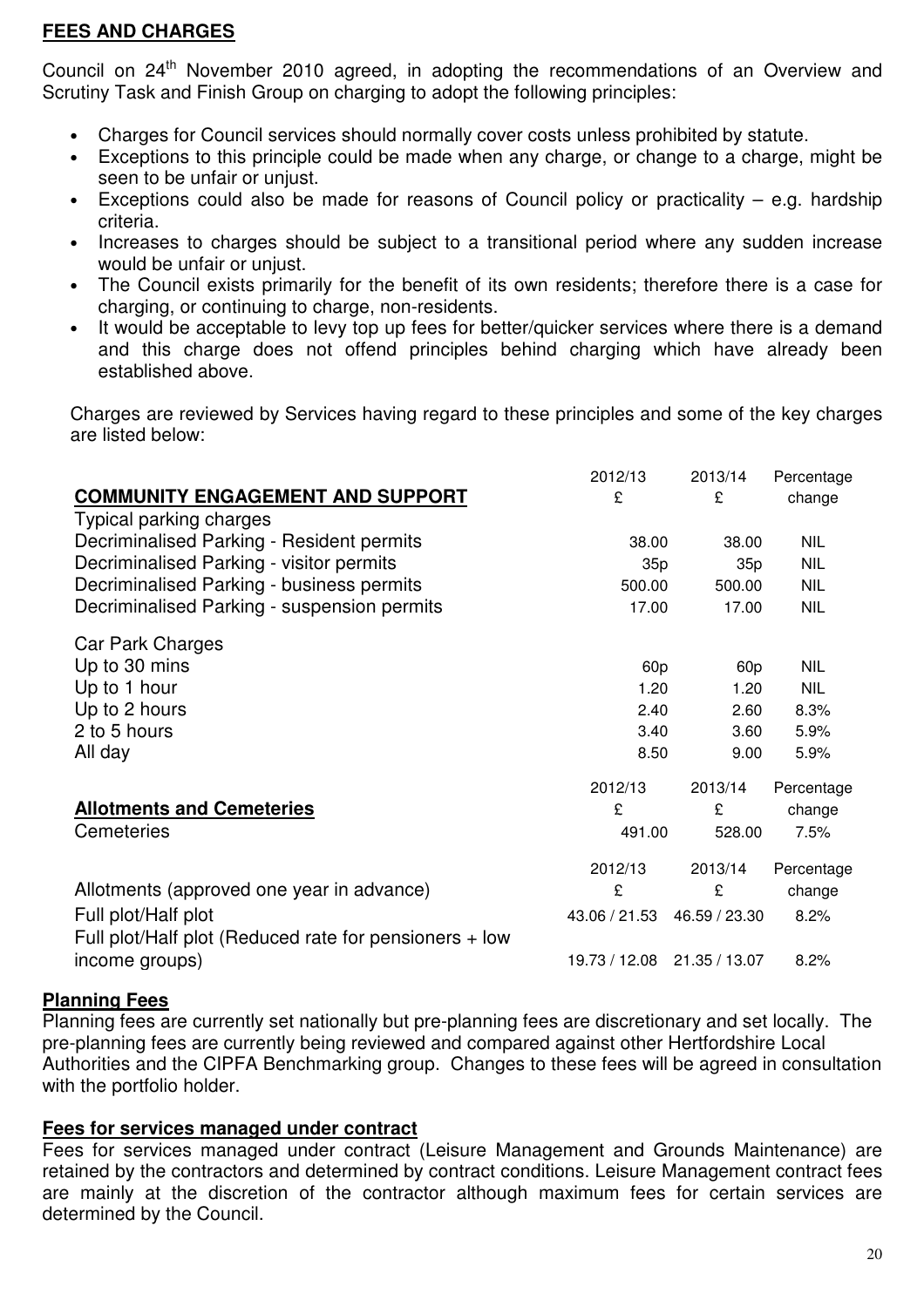## FEES AND CHARGES

Council on 24th November 2010 agreed, in adopting the recommendations of an Overview and Scrutiny Task and Finish Group on charging to adopt the following principles:

- Charges for Council services should normally cover costs unless prohibited by statute.
- Exceptions to this principle could be made when any charge, or change to a charge, might be seen to be unfair or unjust.
- Exceptions could also be made for reasons of Council policy or practicality – e.g. hardship criteria.
- Increases to charges should be subject to a transitional period where any sudden increase would be unfair or unjust.
- The Council exists primarily for the benefit of its own residents; therefore there is a case for charging, or continuing to charge, non-residents.
- It would be acceptable to levy top up fees for better/quicker services where there is a demand and this charge does not offend principles behind charging which have already been established above.

Charges are reviewed by Services having regard to these principles and some of the key charges are listed below:

| **COMMUNITY ENGAGEMENT AND SUPPORT** | 2012/13 £ | 2013/14 £ | Percentage change |
|---|---|---|---|
| Typical parking charges | | | |
| Decriminalised Parking - Resident permits | 38.00 | 38.00 | NIL |
| Decriminalised Parking - visitor permits | 35p | 35p | NIL |
| Decriminalised Parking - business permits | 500.00 | 500.00 | NIL |
| Decriminalised Parking - suspension permits | 17.00 | 17.00 | NIL |
| Car Park Charges | | | |
| Up to 30 mins | 60p | 60p | NIL |
| Up to 1 hour | 1.20 | 1.20 | NIL |
| Up to 2 hours | 2.40 | 2.60 | 8.3% |
| 2 to 5 hours | 3.40 | 3.60 | 5.9% |
| All day | 8.50 | 9.00 | 5.9% |

| **Allotments and Cemeteries** | 2012/13 £ | 2013/14 £ | Percentage change |
|---|---|---|---|
| Cemeteries | 491.00 | 528.00 | 7.5% |

| Allotments (approved one year in advance) | 2012/13 £ | 2013/14 £ | Percentage change |
|---|---|---|---|
| Full plot/Half plot | 43.06 / 21.53 | 46.59 / 23.30 | 8.2% |
| Full plot/Half plot (Reduced rate for pensioners + low income groups) | 19.73 / 12.08 | 21.35 / 13.07 | 8.2% |

### Planning Fees

Planning fees are currently set nationally but pre-planning fees are discretionary and set locally. The pre-planning fees are currently being reviewed and compared against other Hertfordshire Local Authorities and the CIPFA Benchmarking group. Changes to these fees will be agreed in consultation with the portfolio holder.

### Fees for services managed under contract

Fees for services managed under contract (Leisure Management and Grounds Maintenance) are retained by the contractors and determined by contract conditions. Leisure Management contract fees are mainly at the discretion of the contractor although maximum fees for certain services are determined by the Council.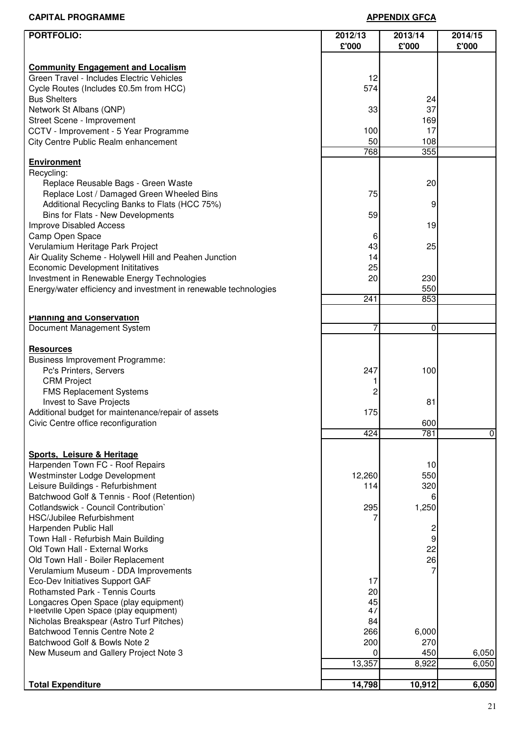**CAPITAL PROGRAMME** **APPENDIX GFCA**

| PORTFOLIO: | 2012/13 £'000 | 2013/14 £'000 | 2014/15 £'000 |
|---|---|---|---|
| **Community Engagement and Localism** | | | |
| Green Travel - Includes Electric Vehicles | 12 | | |
| Cycle Routes (Includes £0.5m from HCC) | 574 | | |
| Bus Shelters | | 24 | |
| Network St Albans (QNP) | 33 | 37 | |
| Street Scene - Improvement | | 169 | |
| CCTV - Improvement - 5 Year Programme | 100 | 17 | |
| City Centre Public Realm enhancement | 50 | 108 | |
| | 768 | 355 | |
| **Environment** | | | |
| Recycling: | | | |
| Replace Reusable Bags - Green Waste | | 20 | |
| Replace Lost / Damaged Green Wheeled Bins | 75 | | |
| Additional Recycling Banks to Flats (HCC 75%) | | 9 | |
| Bins for Flats - New Developments | 59 | | |
| Improve Disabled Access | | 19 | |
| Camp Open Space | 6 | | |
| Verulamium Heritage Park Project | 43 | 25 | |
| Air Quality Scheme - Holywell Hill and Peahen Junction | 14 | | |
| Economic Development Inititatives | 25 | | |
| Investment in Renewable Energy Technologies | 20 | 230 | |
| Energy/water efficiency and investment in renewable technologies | | 550 | |
| | 241 | 853 | |
| **Planning and Conservation** | | | |
| Document Management System | 7 | 0 | |
| **Resources** | | | |
| Business Improvement Programme: | | | |
| Pc's Printers, Servers | 247 | 100 | |
| CRM Project | 1 | | |
| FMS Replacement Systems | 2 | | |
| Invest to Save Projects | | 81 | |
| Additional budget for maintenance/repair of assets | 175 | | |
| Civic Centre office reconfiguration | | 600 | |
| | 424 | 781 | 0 |
| **Sports, Leisure & Heritage** | | | |
| Harpenden Town FC - Roof Repairs | | 10 | |
| Westminster Lodge Development | 12,260 | 550 | |
| Leisure Buildings - Refurbishment | 114 | 320 | |
| Batchwood Golf & Tennis - Roof (Retention) | | 6 | |
| Cotlandswick - Council Contribution` | 295 | 1,250 | |
| HSC/Jubilee Refurbishment | 7 | | |
| Harpenden Public Hall | | 2 | |
| Town Hall - Refurbish Main Building | | 9 | |
| Old Town Hall - External Works | | 22 | |
| Old Town Hall - Boiler Replacement | | 26 | |
| Verulamium Museum - DDA Improvements | | 7 | |
| Eco-Dev Initiatives Support GAF | 17 | | |
| Rothamsted Park - Tennis Courts | 20 | | |
| Longacres Open Space (play equipment) | 45 | | |
| Fleetville Open Space (play equipment) | 47 | | |
| Nicholas Breakspear (Astro Turf Pitches) | 84 | | |
| Batchwood Tennis Centre Note 2 | 266 | 6,000 | |
| Batchwood Golf & Bowls Note 2 | 200 | 270 | |
| New Museum and Gallery Project Note 3 | 0 | 450 | 6,050 |
| | 13,357 | 8,922 | 6,050 |
| **Total Expenditure** | **14,798** | **10,912** | **6,050** |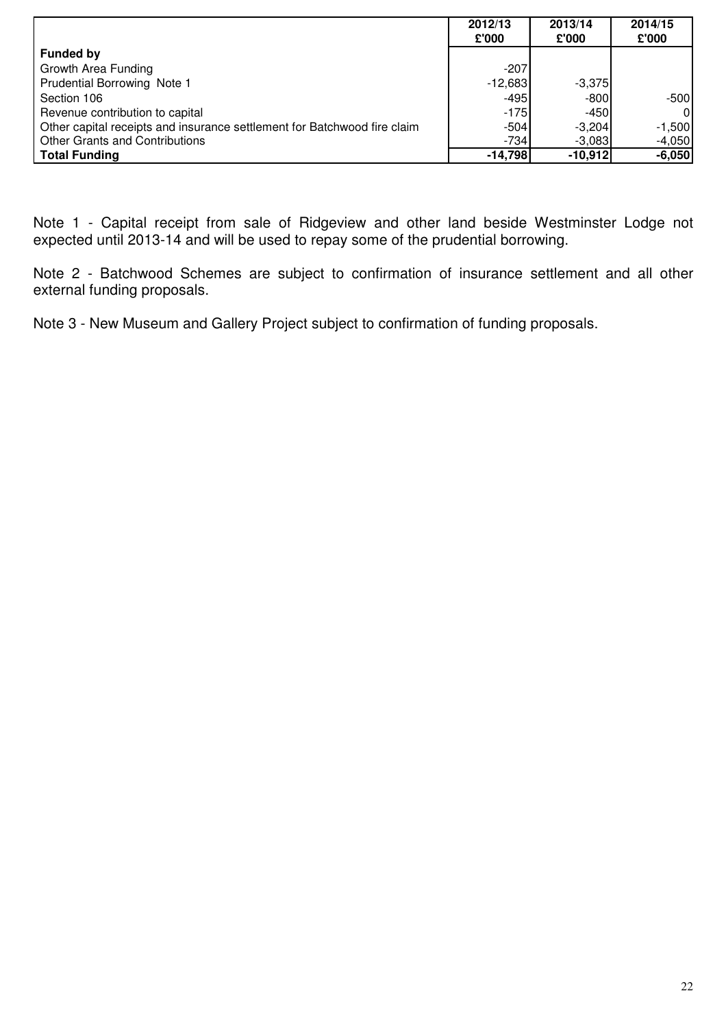| | 2012/13 £'000 | 2013/14 £'000 | 2014/15 £'000 |
|---|---|---|---|
| **Funded by** | | | |
| Growth Area Funding | -207 | | |
| Prudential Borrowing Note 1 | -12,683 | -3,375 | |
| Section 106 | -495 | -800 | -500 |
| Revenue contribution to capital | -175 | -450 | 0 |
| Other capital receipts and insurance settlement for Batchwood fire claim | -504 | -3,204 | -1,500 |
| Other Grants and Contributions | -734 | -3,083 | -4,050 |
| **Total Funding** | **-14,798** | **-10,912** | **-6,050** |

Note 1 - Capital receipt from sale of Ridgeview and other land beside Westminster Lodge not expected until 2013-14 and will be used to repay some of the prudential borrowing.

Note 2 - Batchwood Schemes are subject to confirmation of insurance settlement and all other external funding proposals.

Note 3 - New Museum and Gallery Project subject to confirmation of funding proposals.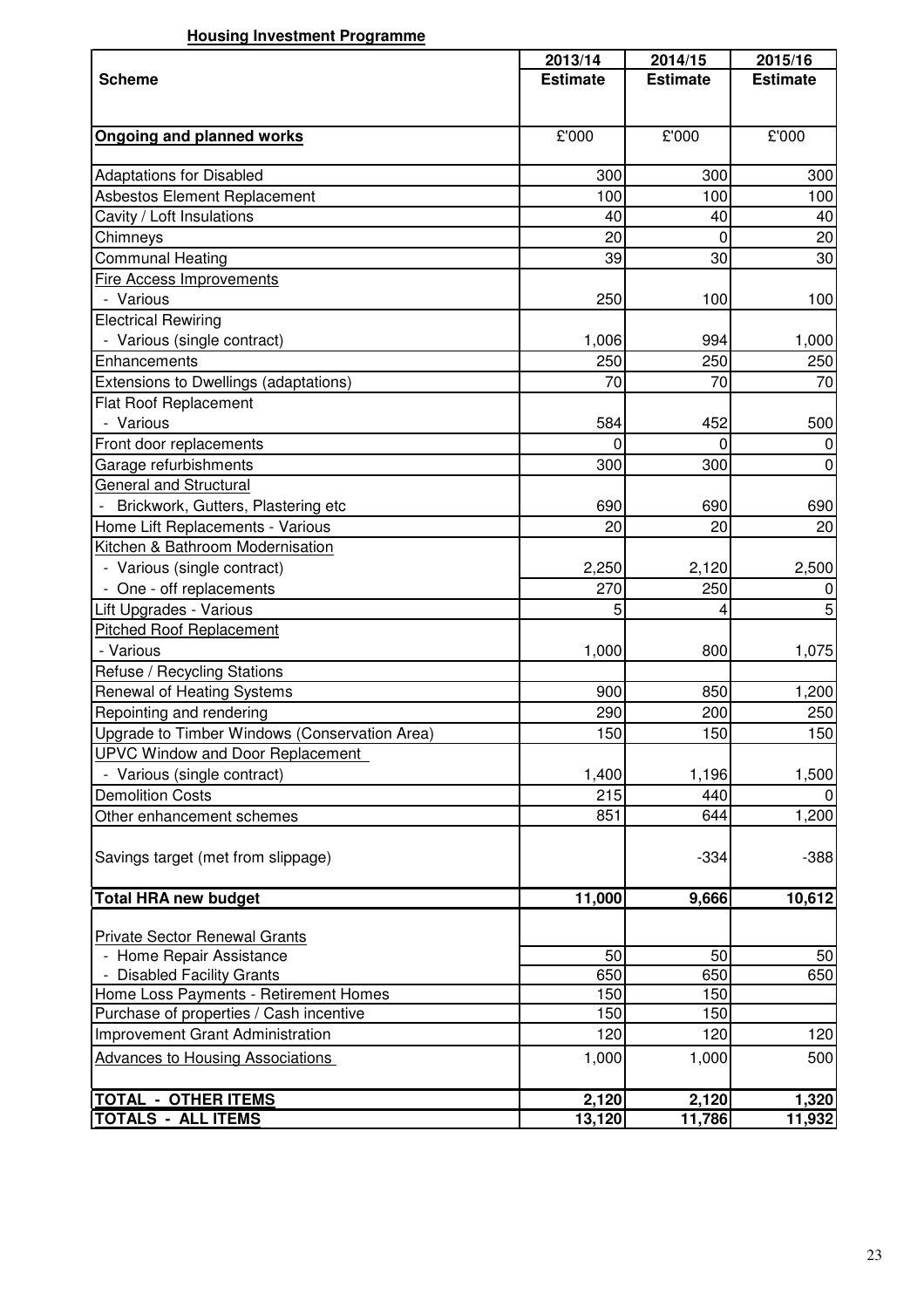**Housing Investment Programme**

| Scheme | 2013/14 Estimate | 2014/15 Estimate | 2015/16 Estimate |
|---|---|---|---|
| **Ongoing and planned works** | £'000 | £'000 | £'000 |
| Adaptations for Disabled | 300 | 300 | 300 |
| Asbestos Element Replacement | 100 | 100 | 100 |
| Cavity / Loft Insulations | 40 | 40 | 40 |
| Chimneys | 20 | 0 | 20 |
| Communal Heating | 39 | 30 | 30 |
| Fire Access Improvements | | | |
| - Various | 250 | 100 | 100 |
| Electrical Rewiring | | | |
| - Various (single contract) | 1,006 | 994 | 1,000 |
| Enhancements | 250 | 250 | 250 |
| Extensions to Dwellings (adaptations) | 70 | 70 | 70 |
| Flat Roof Replacement | | | |
| - Various | 584 | 452 | 500 |
| Front door replacements | 0 | 0 | 0 |
| Garage refurbishments | 300 | 300 | 0 |
| General and Structural | | | |
| - Brickwork, Gutters, Plastering etc | 690 | 690 | 690 |
| Home Lift Replacements - Various | 20 | 20 | 20 |
| Kitchen & Bathroom Modernisation | | | |
| - Various (single contract) | 2,250 | 2,120 | 2,500 |
| - One - off replacements | 270 | 250 | 0 |
| Lift Upgrades - Various | 5 | 4 | 5 |
| Pitched Roof Replacement | | | |
| - Various | 1,000 | 800 | 1,075 |
| Refuse / Recycling Stations | | | |
| Renewal of Heating Systems | 900 | 850 | 1,200 |
| Repointing and rendering | 290 | 200 | 250 |
| Upgrade to Timber Windows (Conservation Area) | 150 | 150 | 150 |
| UPVC Window and Door Replacement | | | |
| - Various (single contract) | 1,400 | 1,196 | 1,500 |
| Demolition Costs | 215 | 440 | 0 |
| Other enhancement schemes | 851 | 644 | 1,200 |
| Savings target (met from slippage) | | -334 | -388 |
| **Total HRA new budget** | **11,000** | **9,666** | **10,612** |
| Private Sector Renewal Grants | | | |
| - Home Repair Assistance | 50 | 50 | 50 |
| - Disabled Facility Grants | 650 | 650 | 650 |
| Home Loss Payments - Retirement Homes | 150 | 150 | |
| Purchase of properties / Cash incentive | 150 | 150 | |
| Improvement Grant Administration | 120 | 120 | 120 |
| Advances to Housing Associations | 1,000 | 1,000 | 500 |
| **TOTAL - OTHER ITEMS** | **2,120** | **2,120** | **1,320** |
| **TOTALS - ALL ITEMS** | **13,120** | **11,786** | **11,932** |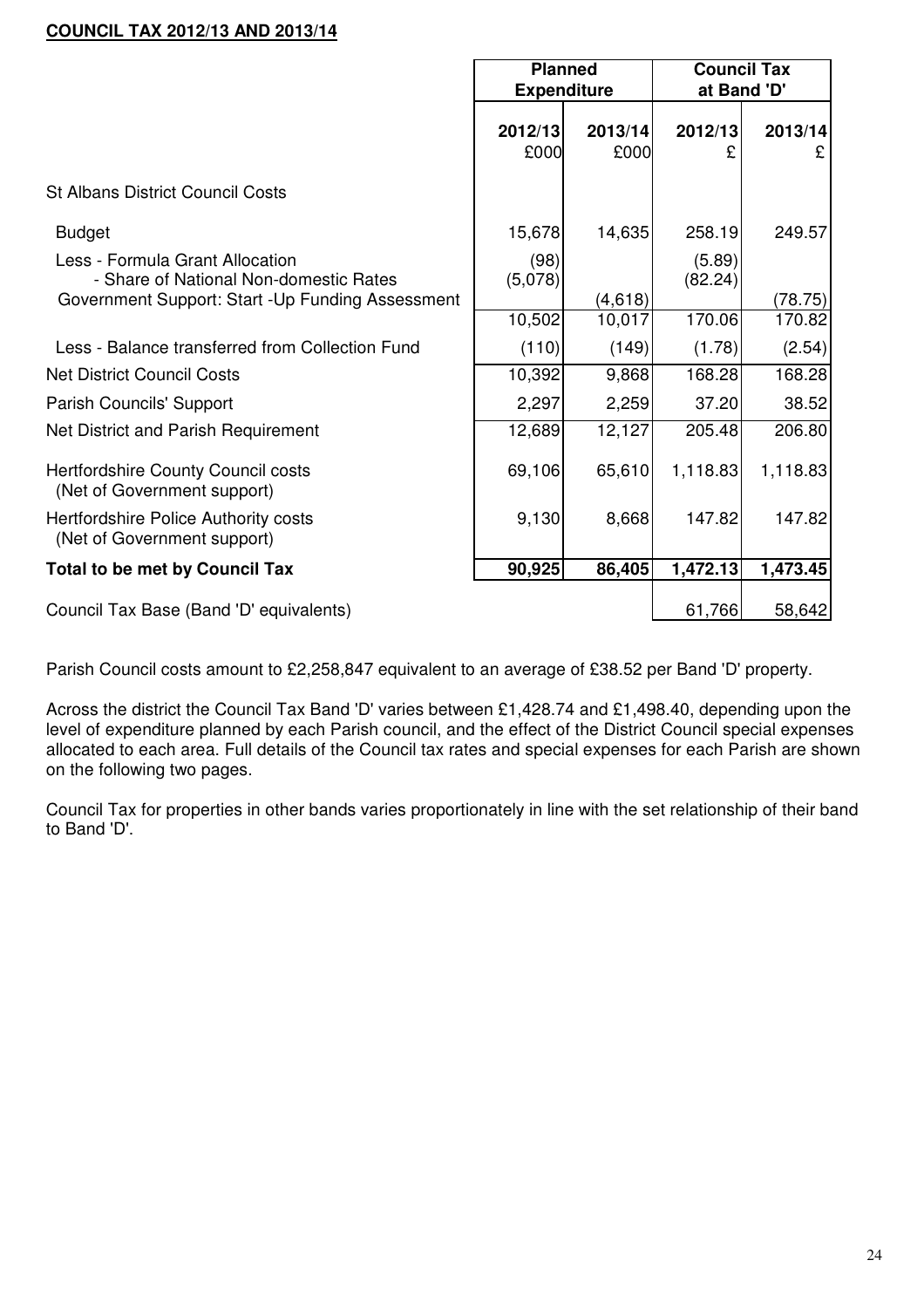**COUNCIL TAX 2012/13 AND 2013/14**

| | Planned Expenditure | | Council Tax at Band 'D' | |
|---|---|---|---|---|
| | 2012/13 £000 | 2013/14 £000 | 2012/13 £ | 2013/14 £ |
| St Albans District Council Costs | | | | |
| Budget | 15,678 | 14,635 | 258.19 | 249.57 |
| Less - Formula Grant Allocation | (98) | | (5.89) | |
| - Share of National Non-domestic Rates | (5,078) | | (82.24) | |
| Government Support: Start -Up Funding Assessment | | (4,618) | | (78.75) |
| | 10,502 | 10,017 | 170.06 | 170.82 |
| Less - Balance transferred from Collection Fund | (110) | (149) | (1.78) | (2.54) |
| Net District Council Costs | 10,392 | 9,868 | 168.28 | 168.28 |
| Parish Councils' Support | 2,297 | 2,259 | 37.20 | 38.52 |
| Net District and Parish Requirement | 12,689 | 12,127 | 205.48 | 206.80 |
| Hertfordshire County Council costs (Net of Government support) | 69,106 | 65,610 | 1,118.83 | 1,118.83 |
| Hertfordshire Police Authority costs (Net of Government support) | 9,130 | 8,668 | 147.82 | 147.82 |
| **Total to be met by Council Tax** | **90,925** | **86,405** | **1,472.13** | **1,473.45** |
| Council Tax Base (Band 'D' equivalents) | | | 61,766 | 58,642 |

Parish Council costs amount to £2,258,847 equivalent to an average of £38.52 per Band 'D' property.

Across the district the Council Tax Band 'D' varies between £1,428.74 and £1,498.40, depending upon the level of expenditure planned by each Parish council, and the effect of the District Council special expenses allocated to each area. Full details of the Council tax rates and special expenses for each Parish are shown on the following two pages.

Council Tax for properties in other bands varies proportionately in line with the set relationship of their band to Band 'D'.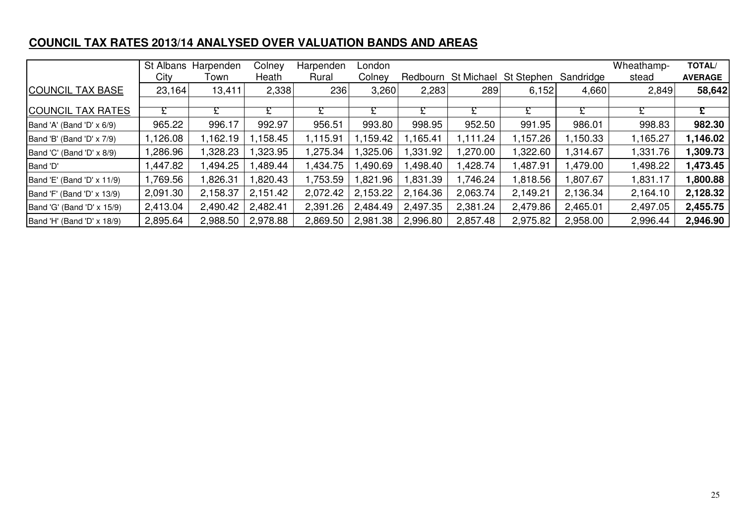## COUNCIL TAX RATES 2013/14 ANALYSED OVER VALUATION BANDS AND AREAS

| | St Albans City | Harpenden Town | Colney Heath | Harpenden Rural | London Colney | Redbourn | St Michael | St Stephen | Sandridge | Wheathamp-stead | **TOTAL/ AVERAGE** |
|---|---|---|---|---|---|---|---|---|---|---|---|
| COUNCIL TAX BASE | 23,164 | 13,411 | 2,338 | 236 | 3,260 | 2,283 | 289 | 6,152 | 4,660 | 2,849 | **58,642** |
| COUNCIL TAX RATES | £ | £ | £ | £ | £ | £ | £ | £ | £ | £ | **£** |
| Band 'A' (Band 'D' x 6/9) | 965.22 | 996.17 | 992.97 | 956.51 | 993.80 | 998.95 | 952.50 | 991.95 | 986.01 | 998.83 | **982.30** |
| Band 'B' (Band 'D' x 7/9) | 1,126.08 | 1,162.19 | 1,158.45 | 1,115.91 | 1,159.42 | 1,165.41 | 1,111.24 | 1,157.26 | 1,150.33 | 1,165.27 | **1,146.02** |
| Band 'C' (Band 'D' x 8/9) | 1,286.96 | 1,328.23 | 1,323.95 | 1,275.34 | 1,325.06 | 1,331.92 | 1,270.00 | 1,322.60 | 1,314.67 | 1,331.76 | **1,309.73** |
| Band 'D' | 1,447.82 | 1,494.25 | 1,489.44 | 1,434.75 | 1,490.69 | 1,498.40 | 1,428.74 | 1,487.91 | 1,479.00 | 1,498.22 | **1,473.45** |
| Band 'E' (Band 'D' x 11/9) | 1,769.56 | 1,826.31 | 1,820.43 | 1,753.59 | 1,821.96 | 1,831.39 | 1,746.24 | 1,818.56 | 1,807.67 | 1,831.17 | **1,800.88** |
| Band 'F' (Band 'D' x 13/9) | 2,091.30 | 2,158.37 | 2,151.42 | 2,072.42 | 2,153.22 | 2,164.36 | 2,063.74 | 2,149.21 | 2,136.34 | 2,164.10 | **2,128.32** |
| Band 'G' (Band 'D' x 15/9) | 2,413.04 | 2,490.42 | 2,482.41 | 2,391.26 | 2,484.49 | 2,497.35 | 2,381.24 | 2,479.86 | 2,465.01 | 2,497.05 | **2,455.75** |
| Band 'H' (Band 'D' x 18/9) | 2,895.64 | 2,988.50 | 2,978.88 | 2,869.50 | 2,981.38 | 2,996.80 | 2,857.48 | 2,975.82 | 2,958.00 | 2,996.44 | **2,946.90** |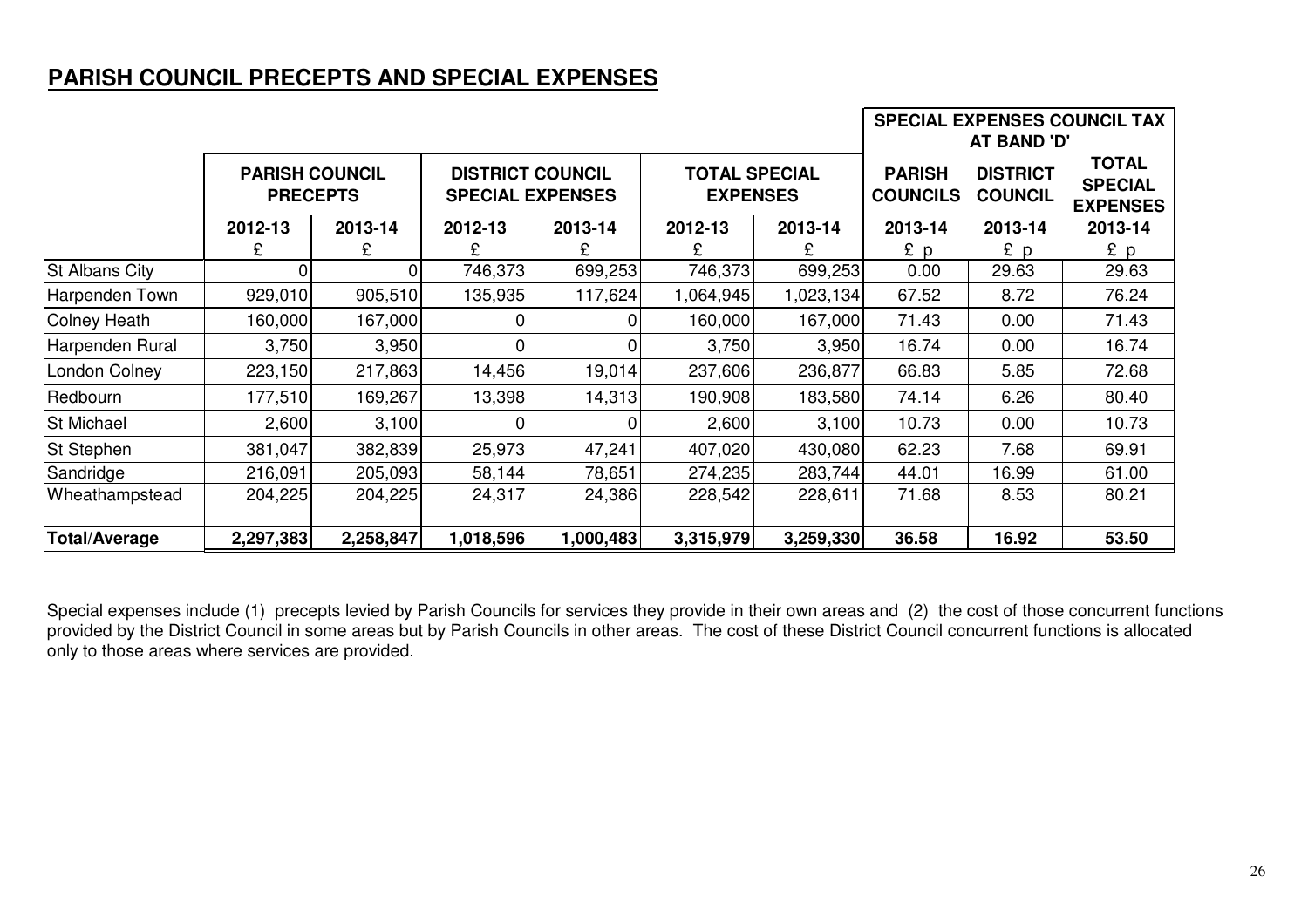## PARISH COUNCIL PRECEPTS AND SPECIAL EXPENSES

| | PARISH COUNCIL PRECEPTS | | DISTRICT COUNCIL SPECIAL EXPENSES | | TOTAL SPECIAL EXPENSES | | SPECIAL EXPENSES COUNCIL TAX AT BAND 'D' | | |
|---|---|---|---|---|---|---|---|---|---|
| | | | | | | | PARISH COUNCILS | DISTRICT COUNCIL | TOTAL SPECIAL EXPENSES |
| | 2012-13 | 2013-14 | 2012-13 | 2013-14 | 2012-13 | 2013-14 | 2013-14 | 2013-14 | 2013-14 |
| | £ | £ | £ | £ | £ | £ | £ p | £ p | £ p |
| St Albans City | 0 | 0 | 746,373 | 699,253 | 746,373 | 699,253 | 0.00 | 29.63 | 29.63 |
| Harpenden Town | 929,010 | 905,510 | 135,935 | 117,624 | 1,064,945 | 1,023,134 | 67.52 | 8.72 | 76.24 |
| Colney Heath | 160,000 | 167,000 | 0 | 0 | 160,000 | 167,000 | 71.43 | 0.00 | 71.43 |
| Harpenden Rural | 3,750 | 3,950 | 0 | 0 | 3,750 | 3,950 | 16.74 | 0.00 | 16.74 |
| London Colney | 223,150 | 217,863 | 14,456 | 19,014 | 237,606 | 236,877 | 66.83 | 5.85 | 72.68 |
| Redbourn | 177,510 | 169,267 | 13,398 | 14,313 | 190,908 | 183,580 | 74.14 | 6.26 | 80.40 |
| St Michael | 2,600 | 3,100 | 0 | 0 | 2,600 | 3,100 | 10.73 | 0.00 | 10.73 |
| St Stephen | 381,047 | 382,839 | 25,973 | 47,241 | 407,020 | 430,080 | 62.23 | 7.68 | 69.91 |
| Sandridge | 216,091 | 205,093 | 58,144 | 78,651 | 274,235 | 283,744 | 44.01 | 16.99 | 61.00 |
| Wheathampstead | 204,225 | 204,225 | 24,317 | 24,386 | 228,542 | 228,611 | 71.68 | 8.53 | 80.21 |
| **Total/Average** | **2,297,383** | **2,258,847** | **1,018,596** | **1,000,483** | **3,315,979** | **3,259,330** | **36.58** | **16.92** | **53.50** |

Special expenses include (1) precepts levied by Parish Councils for services they provide in their own areas and (2) the cost of those concurrent functions provided by the District Council in some areas but by Parish Councils in other areas. The cost of these District Council concurrent functions is allocated only to those areas where services are provided.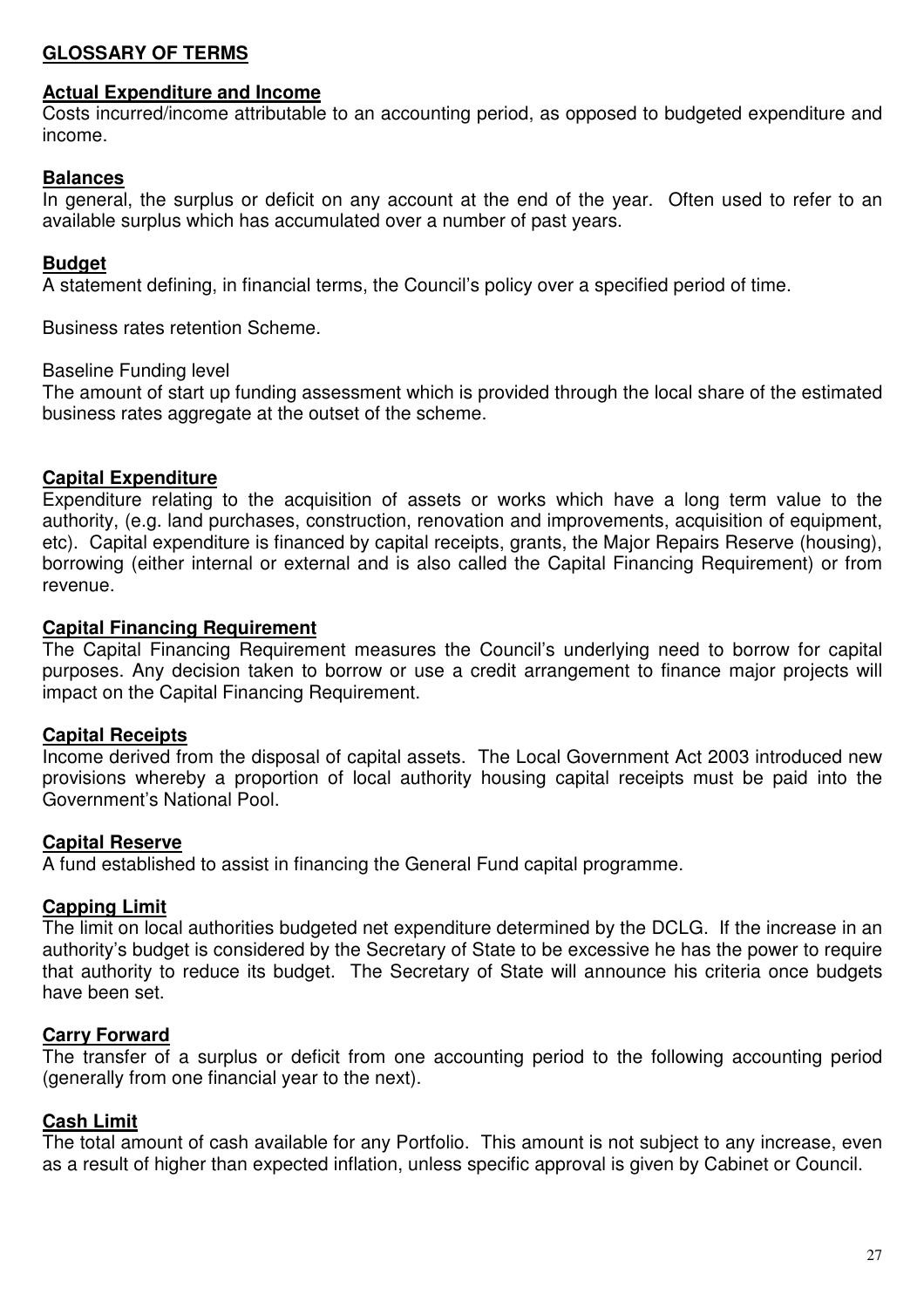## GLOSSARY OF TERMS

**Actual Expenditure and Income**

Costs incurred/income attributable to an accounting period, as opposed to budgeted expenditure and income.

**Balances**

In general, the surplus or deficit on any account at the end of the year. Often used to refer to an available surplus which has accumulated over a number of past years.

**Budget**

A statement defining, in financial terms, the Council's policy over a specified period of time.

Business rates retention Scheme.

Baseline Funding level

The amount of start up funding assessment which is provided through the local share of the estimated business rates aggregate at the outset of the scheme.

**Capital Expenditure**

Expenditure relating to the acquisition of assets or works which have a long term value to the authority, (e.g. land purchases, construction, renovation and improvements, acquisition of equipment, etc). Capital expenditure is financed by capital receipts, grants, the Major Repairs Reserve (housing), borrowing (either internal or external and is also called the Capital Financing Requirement) or from revenue.

**Capital Financing Requirement**

The Capital Financing Requirement measures the Council's underlying need to borrow for capital purposes. Any decision taken to borrow or use a credit arrangement to finance major projects will impact on the Capital Financing Requirement.

**Capital Receipts**

Income derived from the disposal of capital assets. The Local Government Act 2003 introduced new provisions whereby a proportion of local authority housing capital receipts must be paid into the Government's National Pool.

**Capital Reserve**

A fund established to assist in financing the General Fund capital programme.

**Capping Limit**

The limit on local authorities budgeted net expenditure determined by the DCLG. If the increase in an authority's budget is considered by the Secretary of State to be excessive he has the power to require that authority to reduce its budget. The Secretary of State will announce his criteria once budgets have been set.

**Carry Forward**

The transfer of a surplus or deficit from one accounting period to the following accounting period (generally from one financial year to the next).

**Cash Limit**

The total amount of cash available for any Portfolio. This amount is not subject to any increase, even as a result of higher than expected inflation, unless specific approval is given by Cabinet or Council.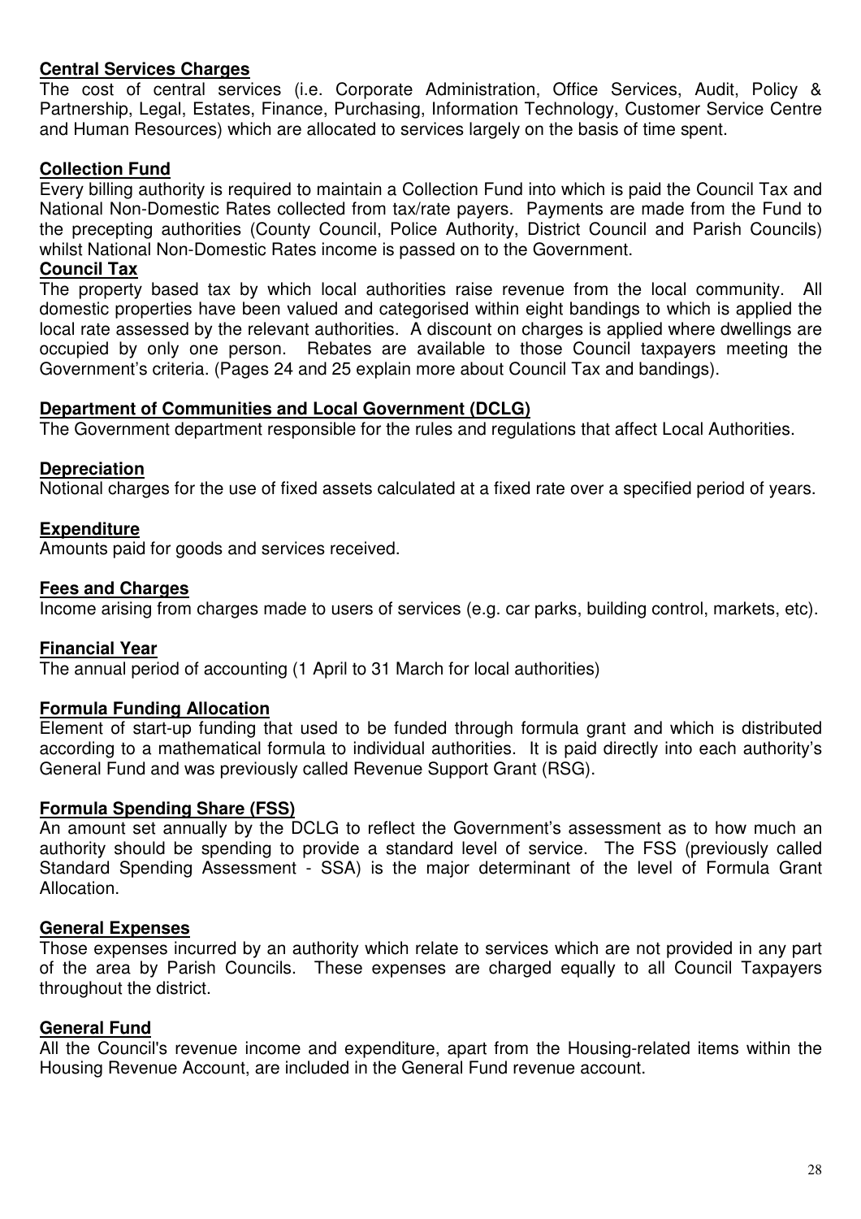**Central Services Charges**

The cost of central services (i.e. Corporate Administration, Office Services, Audit, Policy & Partnership, Legal, Estates, Finance, Purchasing, Information Technology, Customer Service Centre and Human Resources) which are allocated to services largely on the basis of time spent.

**Collection Fund**

Every billing authority is required to maintain a Collection Fund into which is paid the Council Tax and National Non-Domestic Rates collected from tax/rate payers. Payments are made from the Fund to the precepting authorities (County Council, Police Authority, District Council and Parish Councils) whilst National Non-Domestic Rates income is passed on to the Government.

**Council Tax**

The property based tax by which local authorities raise revenue from the local community. All domestic properties have been valued and categorised within eight bandings to which is applied the local rate assessed by the relevant authorities. A discount on charges is applied where dwellings are occupied by only one person. Rebates are available to those Council taxpayers meeting the Government's criteria. (Pages 24 and 25 explain more about Council Tax and bandings).

**Department of Communities and Local Government (DCLG)**

The Government department responsible for the rules and regulations that affect Local Authorities.

**Depreciation**

Notional charges for the use of fixed assets calculated at a fixed rate over a specified period of years.

**Expenditure**

Amounts paid for goods and services received.

**Fees and Charges**

Income arising from charges made to users of services (e.g. car parks, building control, markets, etc).

**Financial Year**

The annual period of accounting (1 April to 31 March for local authorities)

**Formula Funding Allocation**

Element of start-up funding that used to be funded through formula grant and which is distributed according to a mathematical formula to individual authorities. It is paid directly into each authority's General Fund and was previously called Revenue Support Grant (RSG).

**Formula Spending Share (FSS)**

An amount set annually by the DCLG to reflect the Government's assessment as to how much an authority should be spending to provide a standard level of service. The FSS (previously called Standard Spending Assessment - SSA) is the major determinant of the level of Formula Grant Allocation.

**General Expenses**

Those expenses incurred by an authority which relate to services which are not provided in any part of the area by Parish Councils. These expenses are charged equally to all Council Taxpayers throughout the district.

**General Fund**

All the Council's revenue income and expenditure, apart from the Housing-related items within the Housing Revenue Account, are included in the General Fund revenue account.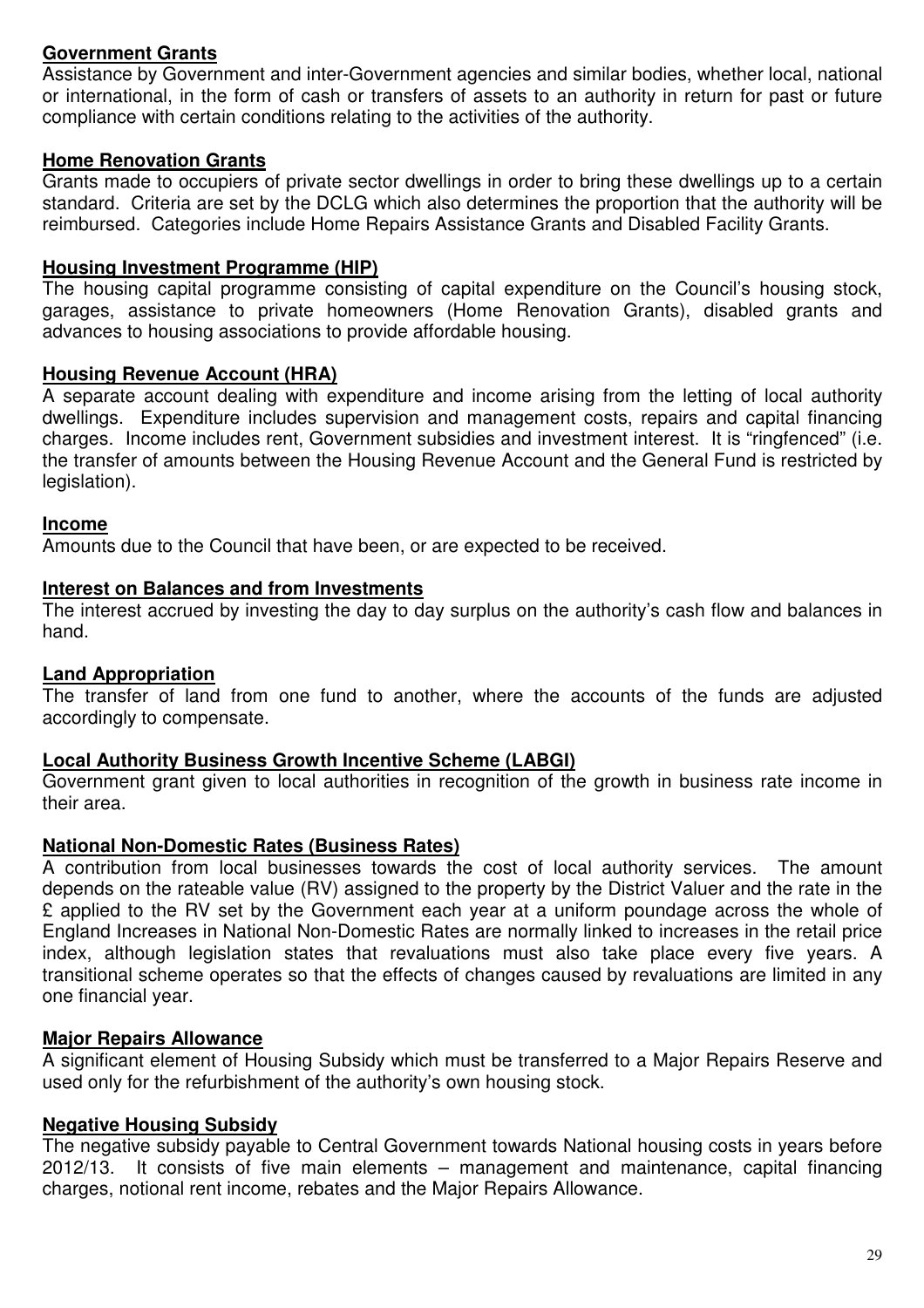**Government Grants**

Assistance by Government and inter-Government agencies and similar bodies, whether local, national or international, in the form of cash or transfers of assets to an authority in return for past or future compliance with certain conditions relating to the activities of the authority.

**Home Renovation Grants**

Grants made to occupiers of private sector dwellings in order to bring these dwellings up to a certain standard. Criteria are set by the DCLG which also determines the proportion that the authority will be reimbursed. Categories include Home Repairs Assistance Grants and Disabled Facility Grants.

**Housing Investment Programme (HIP)**

The housing capital programme consisting of capital expenditure on the Council's housing stock, garages, assistance to private homeowners (Home Renovation Grants), disabled grants and advances to housing associations to provide affordable housing.

**Housing Revenue Account (HRA)**

A separate account dealing with expenditure and income arising from the letting of local authority dwellings. Expenditure includes supervision and management costs, repairs and capital financing charges. Income includes rent, Government subsidies and investment interest. It is "ringfenced" (i.e. the transfer of amounts between the Housing Revenue Account and the General Fund is restricted by legislation).

**Income**

Amounts due to the Council that have been, or are expected to be received.

**Interest on Balances and from Investments**

The interest accrued by investing the day to day surplus on the authority's cash flow and balances in hand.

**Land Appropriation**

The transfer of land from one fund to another, where the accounts of the funds are adjusted accordingly to compensate.

**Local Authority Business Growth Incentive Scheme (LABGI)**

Government grant given to local authorities in recognition of the growth in business rate income in their area.

**National Non-Domestic Rates (Business Rates)**

A contribution from local businesses towards the cost of local authority services. The amount depends on the rateable value (RV) assigned to the property by the District Valuer and the rate in the £ applied to the RV set by the Government each year at a uniform poundage across the whole of England Increases in National Non-Domestic Rates are normally linked to increases in the retail price index, although legislation states that revaluations must also take place every five years. A transitional scheme operates so that the effects of changes caused by revaluations are limited in any one financial year.

**Major Repairs Allowance**

A significant element of Housing Subsidy which must be transferred to a Major Repairs Reserve and used only for the refurbishment of the authority's own housing stock.

**Negative Housing Subsidy**

The negative subsidy payable to Central Government towards National housing costs in years before 2012/13. It consists of five main elements – management and maintenance, capital financing charges, notional rent income, rebates and the Major Repairs Allowance.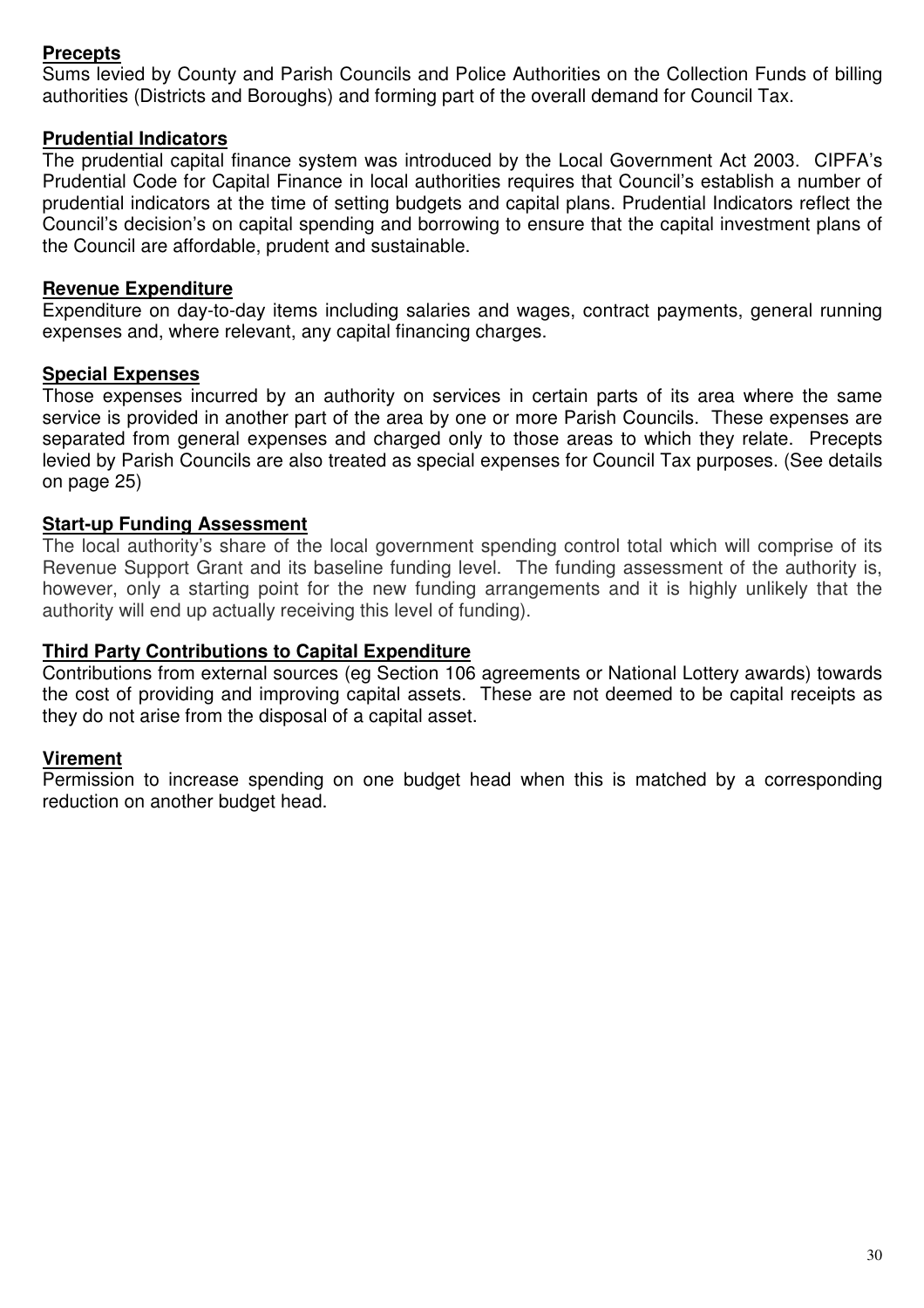**Precepts**
Sums levied by County and Parish Councils and Police Authorities on the Collection Funds of billing authorities (Districts and Boroughs) and forming part of the overall demand for Council Tax.

**Prudential Indicators**
The prudential capital finance system was introduced by the Local Government Act 2003. CIPFA's Prudential Code for Capital Finance in local authorities requires that Council's establish a number of prudential indicators at the time of setting budgets and capital plans. Prudential Indicators reflect the Council's decision's on capital spending and borrowing to ensure that the capital investment plans of the Council are affordable, prudent and sustainable.

**Revenue Expenditure**
Expenditure on day-to-day items including salaries and wages, contract payments, general running expenses and, where relevant, any capital financing charges.

**Special Expenses**
Those expenses incurred by an authority on services in certain parts of its area where the same service is provided in another part of the area by one or more Parish Councils. These expenses are separated from general expenses and charged only to those areas to which they relate. Precepts levied by Parish Councils are also treated as special expenses for Council Tax purposes. (See details on page 25)

**Start-up Funding Assessment**
The local authority's share of the local government spending control total which will comprise of its Revenue Support Grant and its baseline funding level. The funding assessment of the authority is, however, only a starting point for the new funding arrangements and it is highly unlikely that the authority will end up actually receiving this level of funding).

**Third Party Contributions to Capital Expenditure**
Contributions from external sources (eg Section 106 agreements or National Lottery awards) towards the cost of providing and improving capital assets. These are not deemed to be capital receipts as they do not arise from the disposal of a capital asset.

**Virement**
Permission to increase spending on one budget head when this is matched by a corresponding reduction on another budget head.